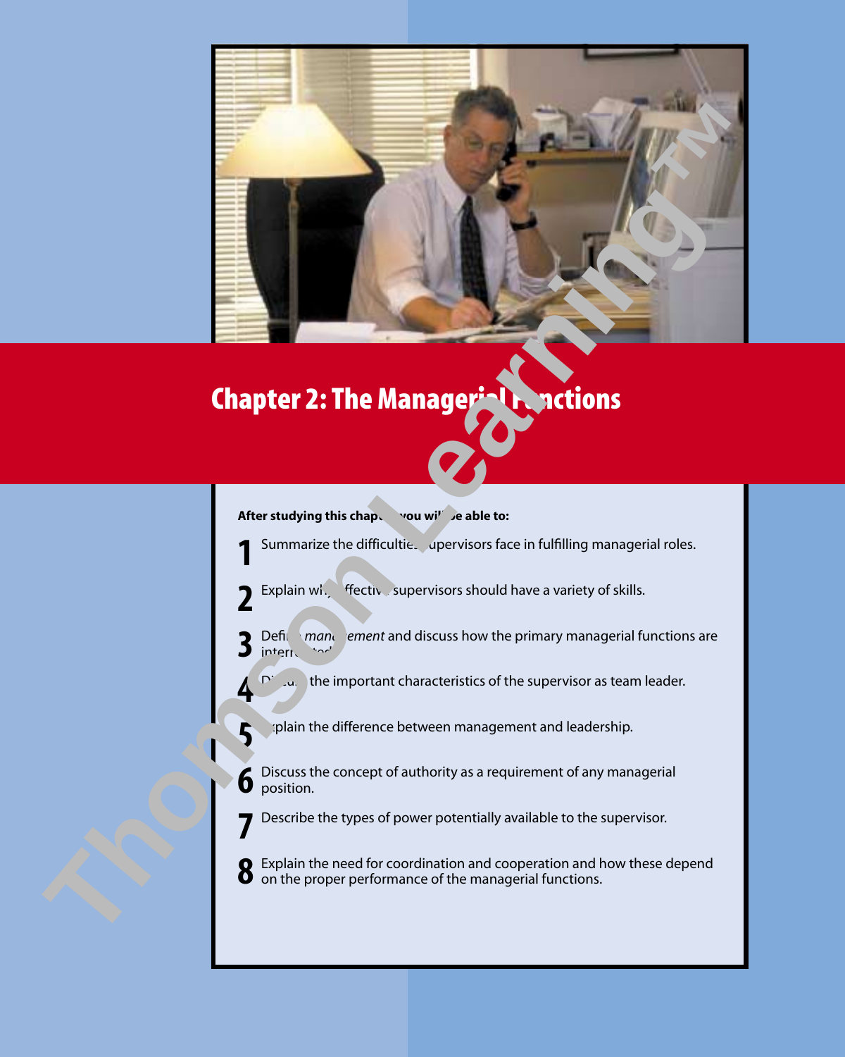# Chapter 2: The Managerial Functions

**After studying this chapter, you will be able to:**

1. Summarize the difficulties supervisors face in fulfilling managerial roles.
2. Explain why effective supervisors should have a variety of skills.
3. Define *management* and discuss how the primary managerial functions are interrelated.
4. Discuss the important characteristics of the supervisor as team leader.
5. Explain the difference between management and leadership.
6. Discuss the concept of authority as a requirement of any managerial position.
7. Describe the types of power potentially available to the supervisor.
8. Explain the need for coordination and cooperation and how these depend on the proper performance of the managerial functions.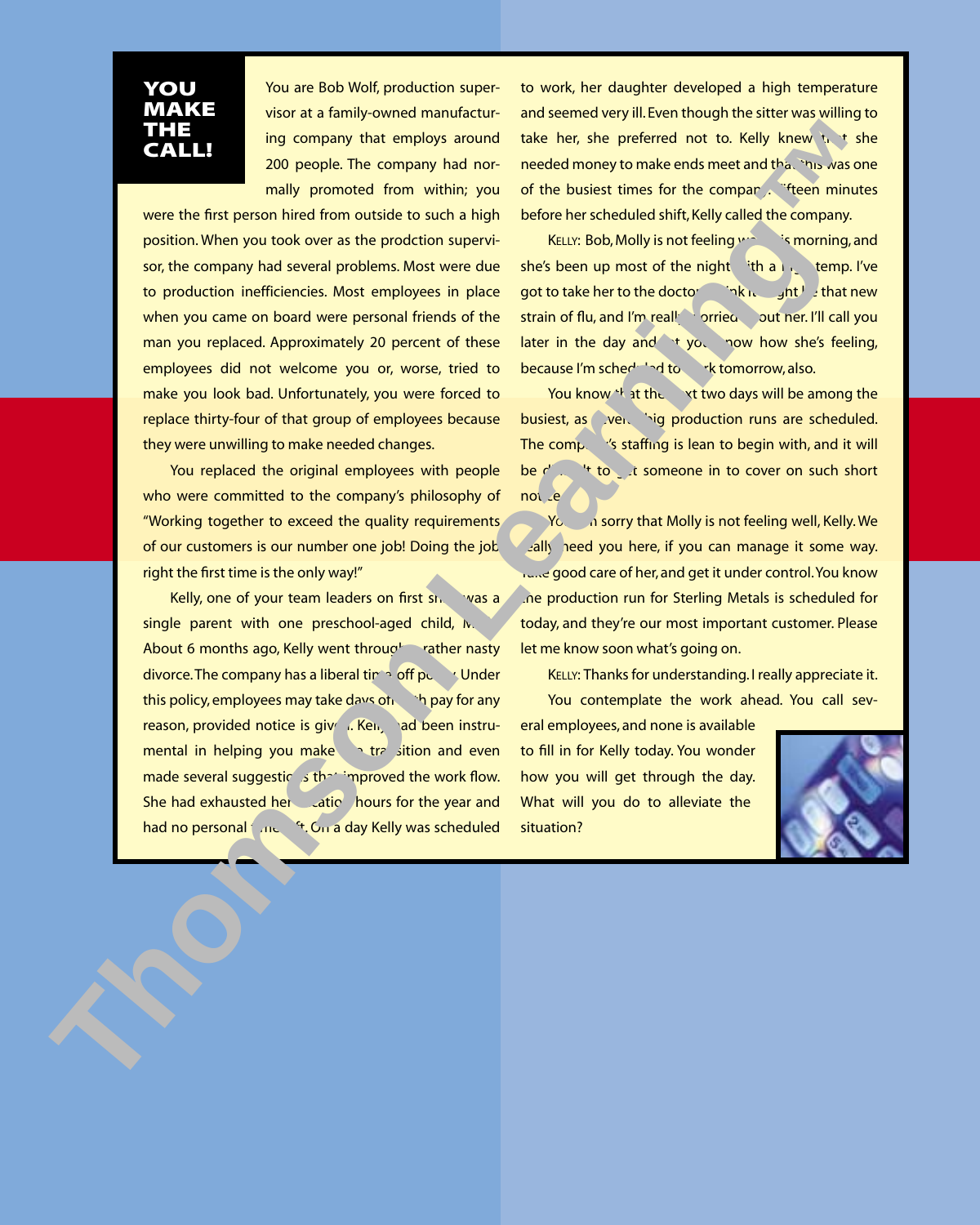## YOU MAKE THE CALL!

You are Bob Wolf, production supervisor at a family-owned manufacturing company that employs around 200 people. The company had normally promoted from within; you were the first person hired from outside to such a high position. When you took over as the prodction supervisor, the company had several problems. Most were due to production inefficiencies. Most employees in place when you came on board were personal friends of the man you replaced. Approximately 20 percent of these employees did not welcome you or, worse, tried to make you look bad. Unfortunately, you were forced to replace thirty-four of that group of employees because they were unwilling to make needed changes.

You replaced the original employees with people who were committed to the company's philosophy of "Working together to exceed the quality requirements of our customers is our number one job! Doing the job right the first time is the only way!"

Kelly, one of your team leaders on first shift, was a single parent with one preschool-aged child, Molly. About 6 months ago, Kelly went through a rather nasty divorce. The company has a liberal time off policy. Under this policy, employees may take days off with pay for any reason, provided notice is given. Kelly had been instrumental in helping you make the transition and even made several suggestions that improved the work flow. She had exhausted her vacation hours for the year and had no personal time left. On a day Kelly was scheduled to work, her daughter developed a high temperature and seemed very ill. Even though the sitter was willing to take her, she preferred not to. Kelly knew that she needed money to make ends meet and that this was one of the busiest times for the company. Fifteen minutes before her scheduled shift, Kelly called the company.

KELLY: Bob, Molly is not feeling well this morning, and she's been up most of the night with a high temp. I've got to take her to the doctor. I think it might be that new strain of flu, and I'm really worried about her. I'll call you later in the day and let you know how she's feeling, because I'm scheduled to work tomorrow, also.

You know that the next two days will be among the busiest, as several big production runs are scheduled. The company's staffing is lean to begin with, and it will be difficult to get someone in to cover on such short notice.

YOU: I'm sorry that Molly is not feeling well, Kelly. We really need you here, if you can manage it some way. Take good care of her, and get it under control. You know the production run for Sterling Metals is scheduled for today, and they're our most important customer. Please let me know soon what's going on.

KELLY: Thanks for understanding. I really appreciate it.

You contemplate the work ahead. You call several employees, and none is available to fill in for Kelly today. You wonder how you will get through the day. What will you do to alleviate the situation?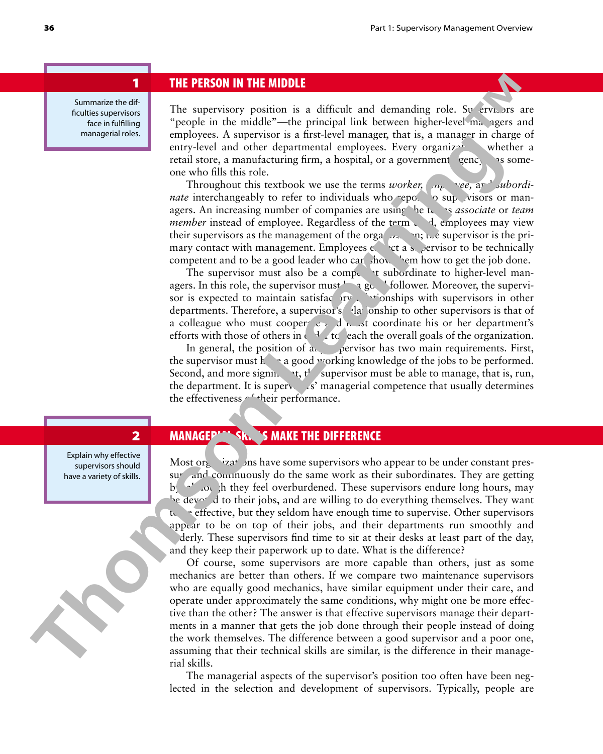## 1 THE PERSON IN THE MIDDLE

Summarize the difficulties supervisors face in fulfilling managerial roles.

The supervisory position is a difficult and demanding role. Supervisors are "people in the middle"—the principal link between higher-level managers and employees. A supervisor is a first-level manager, that is, a manager in charge of entry-level and other departmental employees. Every organization, whether a retail store, a manufacturing firm, a hospital, or a government agency, has someone who fills this role.

Throughout this textbook we use the terms *worker, employee,* and *subordinate* interchangeably to refer to individuals who report to supervisors or managers. An increasing number of companies are using the terms *associate* or *team member* instead of employee. Regardless of the term used, employees may view their supervisors as the management of the organization; the supervisor is the primary contact with management. Employees expect a supervisor to be technically competent and to be a good leader who can show them how to get the job done.

The supervisor must also be a competent subordinate to higher-level managers. In this role, the supervisor must be a good follower. Moreover, the supervisor is expected to maintain satisfactory relationships with supervisors in other departments. Therefore, a supervisor's relationship to other supervisors is that of a colleague who must cooperate and must coordinate his or her department's efforts with those of others in order to reach the overall goals of the organization.

In general, the position of any supervisor has two main requirements. First, the supervisor must have a good working knowledge of the jobs to be performed. Second, and more significant, the supervisor must be able to manage, that is, run, the department. It is supervisors' managerial competence that usually determines the effectiveness of their performance.

## 2 MANAGERIAL SKILLS MAKE THE DIFFERENCE

Explain why effective supervisors should have a variety of skills.

Most organizations have some supervisors who appear to be under constant pressure and continuously do the same work as their subordinates. They are getting by, although they feel overburdened. These supervisors endure long hours, may be devoted to their jobs, and are willing to do everything themselves. They want to be effective, but they seldom have enough time to supervise. Other supervisors appear to be on top of their jobs, and their departments run smoothly and orderly. These supervisors find time to sit at their desks at least part of the day, and they keep their paperwork up to date. What is the difference?

Of course, some supervisors are more capable than others, just as some mechanics are better than others. If we compare two maintenance supervisors who are equally good mechanics, have similar equipment under their care, and operate under approximately the same conditions, why might one be more effective than the other? The answer is that effective supervisors manage their departments in a manner that gets the job done through their people instead of doing the work themselves. The difference between a good supervisor and a poor one, assuming that their technical skills are similar, is the difference in their managerial skills.

The managerial aspects of the supervisor's position too often have been neglected in the selection and development of supervisors. Typically, people are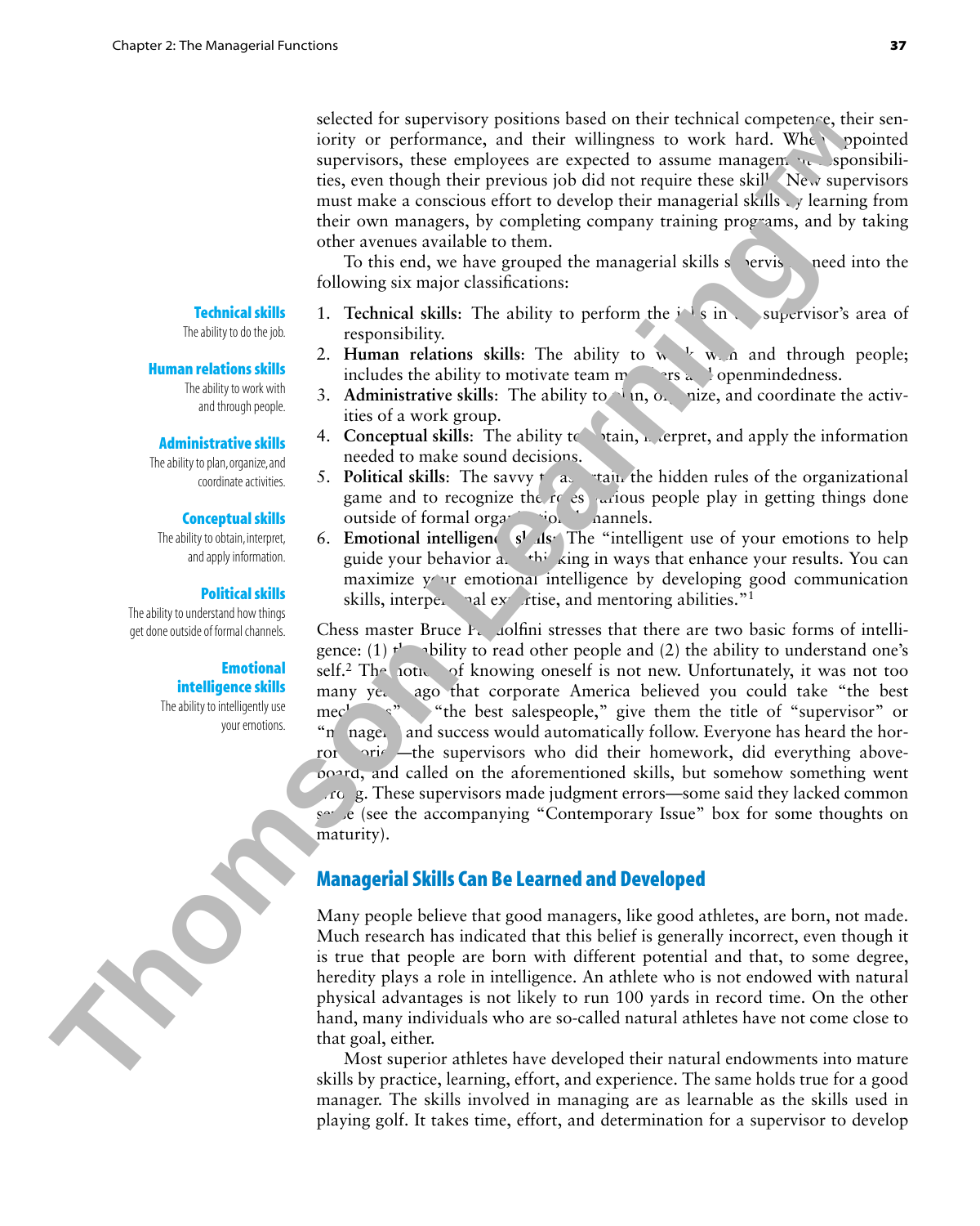selected for supervisory positions based on their technical competence, their seniority or performance, and their willingness to work hard. When appointed supervisors, these employees are expected to assume management responsibilities, even though their previous job did not require these skills. New supervisors must make a conscious effort to develop their managerial skills by learning from their own managers, by completing company training programs, and by taking other avenues available to them.

To this end, we have grouped the managerial skills supervisors need into the following six major classifications:

**Technical skills** The ability to do the job.

**Human relations skills** The ability to work with and through people.

**Administrative skills** The ability to plan, organize, and coordinate activities.

**Conceptual skills** The ability to obtain, interpret, and apply information.

**Political skills** The ability to understand how things get done outside of formal channels.

**Emotional intelligence skills** The ability to intelligently use your emotions.

1. **Technical skills**: The ability to perform the jobs in the supervisor's area of responsibility.
2. **Human relations skills**: The ability to work with and through people; includes the ability to motivate team members and openmindedness.
3. **Administrative skills**: The ability to plan, organize, and coordinate the activities of a work group.
4. **Conceptual skills**: The ability to obtain, interpret, and apply the information needed to make sound decisions.
5. **Political skills**: The savvy to ascertain the hidden rules of the organizational game and to recognize the roles various people play in getting things done outside of formal organizational channels.
6. **Emotional intelligence skills**: The "intelligent use of your emotions to help guide your behavior and thinking in ways that enhance your results. You can maximize your emotional intelligence by developing good communication skills, interpersonal expertise, and mentoring abilities."[1]

Chess master Bruce Pandolfini stresses that there are two basic forms of intelligence: (1) the ability to read other people and (2) the ability to understand one's self.[2] The notion of knowing oneself is not new. Unfortunately, it was not too many years ago that corporate America believed you could take "the best mechanics," "the best salespeople," give them the title of "supervisor" or "manager," and success would automatically follow. Everyone has heard the horror stories—the supervisors who did their homework, did everything aboveboard, and called on the aforementioned skills, but somehow something went wrong. These supervisors made judgment errors—some said they lacked common sense (see the accompanying "Contemporary Issue" box for some thoughts on maturity).

## Managerial Skills Can Be Learned and Developed

Many people believe that good managers, like good athletes, are born, not made. Much research has indicated that this belief is generally incorrect, even though it is true that people are born with different potential and that, to some degree, heredity plays a role in intelligence. An athlete who is not endowed with natural physical advantages is not likely to run 100 yards in record time. On the other hand, many individuals who are so-called natural athletes have not come close to that goal, either.

Most superior athletes have developed their natural endowments into mature skills by practice, learning, effort, and experience. The same holds true for a good manager. The skills involved in managing are as learnable as the skills used in playing golf. It takes time, effort, and determination for a supervisor to develop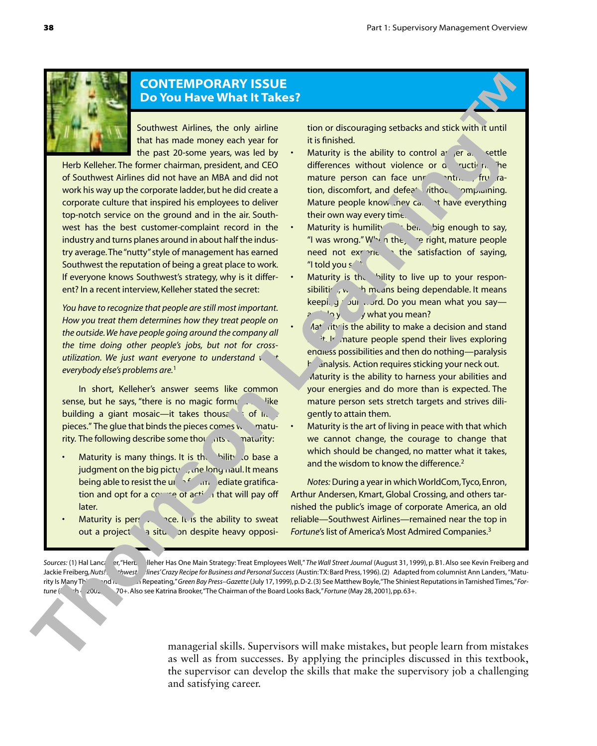## CONTEMPORARY ISSUE
### Do You Have What It Takes?

Southwest Airlines, the only airline that has made money each year for the past 20-some years, was led by Herb Kelleher. The former chairman, president, and CEO of Southwest Airlines did not have an MBA and did not work his way up the corporate ladder, but he did create a corporate culture that inspired his employees to deliver top-notch service on the ground and in the air. Southwest has the best customer-complaint record in the industry and turns planes around in about half the industry average. The "nutty" style of management has earned Southwest the reputation of being a great place to work. If everyone knows Southwest's strategy, why is it different? In a recent interview, Kelleher stated the secret:

*You have to recognize that people are still most important. How you treat them determines how they treat people on the outside. We have people going around the company all the time doing other people's jobs, but not for cross-utilization. We just want everyone to understand what everybody else's problems are.*[1]

In short, Kelleher's answer seems like common sense, but he says, "there is no magic formula. It's like building a giant mosaic—it takes thousands of little pieces." The glue that binds the pieces comes with maturity. The following describe some thoughts on maturity:

- Maturity is many things. It is the ability to base a judgment on the big picture, the long haul. It means being able to resist the urge for immediate gratification and opt for a course of action that will pay off later.
- Maturity is perseverance. It is the ability to sweat out a project or a situation despite heavy opposition or discouraging setbacks and stick with it until it is finished.
- Maturity is the ability to control anger and settle differences without violence or destruction. The mature person can face unpleasantness, frustration, discomfort, and defeat without complaining. Mature people know they cannot have everything their own way every time.
- Maturity is humility. It is being big enough to say, "I was wrong." When they are right, mature people need not experience the satisfaction of saying, "I told you so."
- Maturity is the ability to live up to your responsibilities, which means being dependable. It means keeping your word. Do you mean what you say—and do you say what you mean?
- Maturity is the ability to make a decision and stand by it. Immature people spend their lives exploring endless possibilities and then do nothing—paralysis by analysis. Action requires sticking your neck out.
- Maturity is the ability to harness your abilities and your energies and do more than is expected. The mature person sets stretch targets and strives diligently to attain them.
- Maturity is the art of living in peace with that which we cannot change, the courage to change that which should be changed, no matter what it takes, and the wisdom to know the difference.[2]

*Notes:* During a year in which WorldCom, Tyco, Enron, Arthur Andersen, Kmart, Global Crossing, and others tarnished the public's image of corporate America, an old reliable—Southwest Airlines—remained near the top in *Fortune*'s list of America's Most Admired Companies.[3]

*Sources:* (1) Hal Lancaster, "Herb Kelleher Has One Main Strategy: Treat Employees Well," *The Wall Street Journal* (August 31, 1999), p. B1. Also see Kevin Freiberg and Jackie Freiberg, *Nuts! Southwest Airlines' Crazy Recipe for Business and Personal Success* (Austin: TX: Bard Press, 1996). (2) Adapted from columnist Ann Landers, "Maturity Is Many Things and Is Worth Repeating," *Green Bay Press–Gazette* (July 17, 1999), p. D-2. (3) See Matthew Boyle, "The Shiniest Reputations in Tarnished Times," *Fortune* (March 4, 2002), pp. 70+. Also see Katrina Brooker, "The Chairman of the Board Looks Back," *Fortune* (May 28, 2001), pp. 63+.

managerial skills. Supervisors will make mistakes, but people learn from mistakes as well as from successes. By applying the principles discussed in this textbook, the supervisor can develop the skills that make the supervisory job a challenging and satisfying career.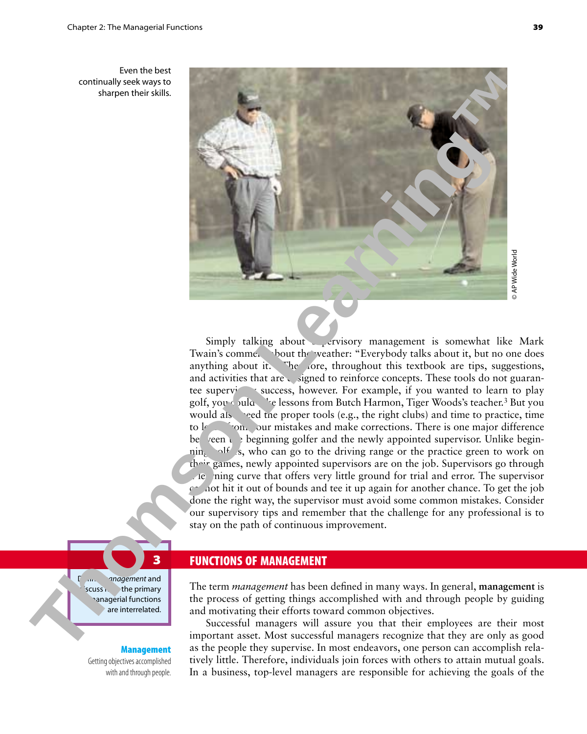Even the best continually seek ways to sharpen their skills.

© AP Wide World

Simply talking about supervisory management is somewhat like Mark Twain's comment about the weather: "Everybody talks about it, but no one does anything about it." Therefore, throughout this textbook are tips, suggestions, and activities that are designed to reinforce concepts. These tools do not guarantee supervisory success, however. For example, if you wanted to learn to play golf, you could take lessons from Butch Harmon, Tiger Woods's teacher.[3] But you would also need the proper tools (e.g., the right clubs) and time to practice, time to learn from your mistakes and make corrections. There is one major difference between the beginning golfer and the newly appointed supervisor. Unlike beginning golfers, who can go to the driving range or the practice green to work on their games, newly appointed supervisors are on the job. Supervisors go through a learning curve that offers very little ground for trial and error. The supervisor cannot hit it out of bounds and tee it up again for another chance. To get the job done the right way, the supervisor must avoid some common mistakes. Consider our supervisory tips and remember that the challenge for any professional is to stay on the path of continuous improvement.

**3** Define *management* and discuss how the primary managerial functions are interrelated.

## FUNCTIONS OF MANAGEMENT

**Management**
Getting objectives accomplished with and through people.

The term *management* has been defined in many ways. In general, **management** is the process of getting things accomplished with and through people by guiding and motivating their efforts toward common objectives.

Successful managers will assure you that their employees are their most important asset. Most successful managers recognize that they are only as good as the people they supervise. In most endeavors, one person can accomplish relatively little. Therefore, individuals join forces with others to attain mutual goals. In a business, top-level managers are responsible for achieving the goals of the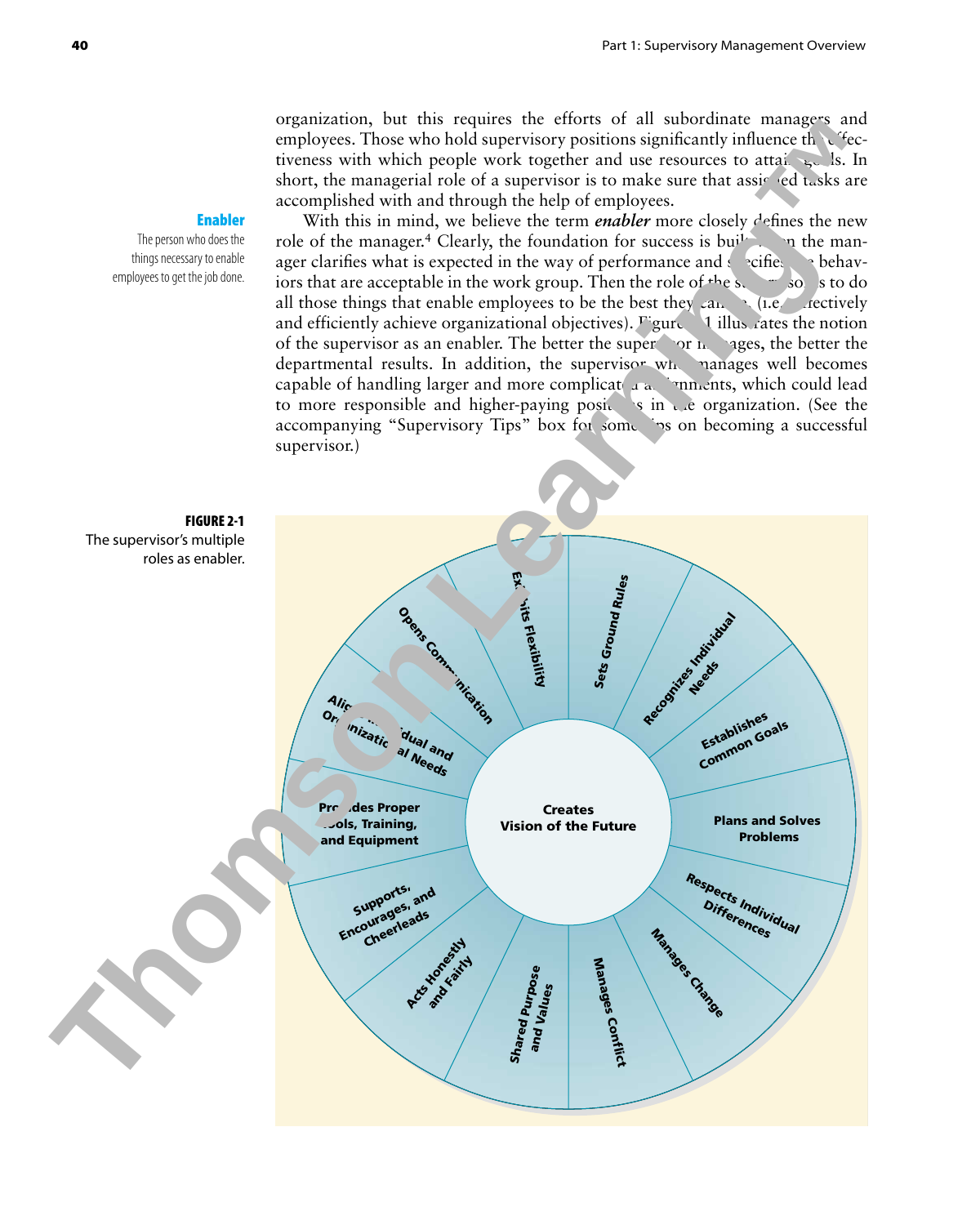organization, but this requires the efforts of all subordinate managers and employees. Those who hold supervisory positions significantly influence the effectiveness with which people work together and use resources to attain goals. In short, the managerial role of a supervisor is to make sure that assigned tasks are accomplished with and through the help of employees.

**Enabler**
The person who does the things necessary to enable employees to get the job done.

With this in mind, we believe the term ***enabler*** more closely defines the new role of the manager.[4] Clearly, the foundation for success is built when the manager clarifies what is expected in the way of performance and specifies the behaviors that are acceptable in the work group. Then the role of the supervisor is to do all those things that enable employees to be the best they can be (i.e., effectively and efficiently achieve organizational objectives). Figure 2-1 illustrates the notion of the supervisor as an enabler. The better the supervisor manages, the better the departmental results. In addition, the supervisor who manages well becomes capable of handling larger and more complicated assignments, which could lead to more responsible and higher-paying positions in the organization. (See the accompanying "Supervisory Tips" box for some tips on becoming a successful supervisor.)

**FIGURE 2-1**
The supervisor's multiple roles as enabler.

- Creates Vision of the Future
- Sets Ground Rules
- Recognizes Individual Needs
- Establishes Common Goals
- Plans and Solves Problems
- Respects Individual Differences
- Manages Change
- Manages Conflict
- Shared Purpose and Values
- Acts Honestly and Fairly
- Supports, Encourages, and Cheerleads
- Provides Proper Tools, Training, and Equipment
- Aligns Individual and Organizational Needs
- Opens Communication
- Exhibits Flexibility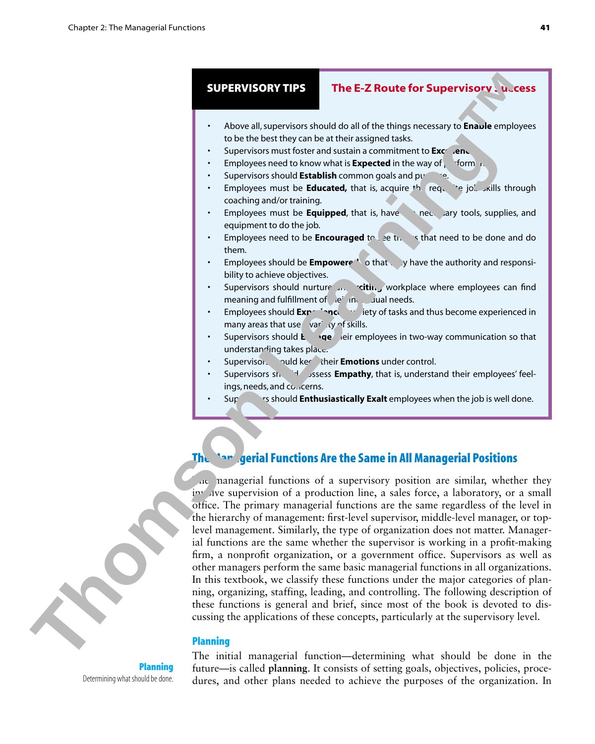## SUPERVISORY TIPS

### The E-Z Route for Supervisory Success

- Above all, supervisors should do all of the things necessary to **Enable** employees to be the best they can be at their assigned tasks.
- Supervisors must foster and sustain a commitment to **Excellence**.
- Employees need to know what is **Expected** in the way of performance.
- Supervisors should **Establish** common goals and purpose.
- Employees must be **Educated,** that is, acquire the requisite job skills through coaching and/or training.
- Employees must be **Equipped**, that is, have the necessary tools, supplies, and equipment to do the job.
- Employees need to be **Encouraged** to see things that need to be done and do them.
- Employees should be **Empowered** so that they have the authority and responsibility to achieve objectives.
- Supervisors should nurture an **Exciting** workplace where employees can find meaning and fulfillment of their individual needs.
- Employees should **Experience** a variety of tasks and thus become experienced in many areas that use a variety of skills.
- Supervisors should **Engage** their employees in two-way communication so that understanding takes place.
- Supervisors should keep their **Emotions** under control.
- Supervisors should possess **Empathy**, that is, understand their employees' feelings, needs, and concerns.
- Supervisors should **Enthusiastically Exalt** employees when the job is well done.

## The Managerial Functions Are the Same in All Managerial Positions

The managerial functions of a supervisory position are similar, whether they involve supervision of a production line, a sales force, a laboratory, or a small office. The primary managerial functions are the same regardless of the level in the hierarchy of management: first-level supervisor, middle-level manager, or top-level management. Similarly, the type of organization does not matter. Managerial functions are the same whether the supervisor is working in a profit-making firm, a nonprofit organization, or a government office. Supervisors as well as other managers perform the same basic managerial functions in all organizations. In this textbook, we classify these functions under the major categories of planning, organizing, staffing, leading, and controlling. The following description of these functions is general and brief, since most of the book is devoted to discussing the applications of these concepts, particularly at the supervisory level.

### Planning

**Planning**
Determining what should be done.

The initial managerial function—determining what should be done in the future—is called **planning**. It consists of setting goals, objectives, policies, procedures, and other plans needed to achieve the purposes of the organization. In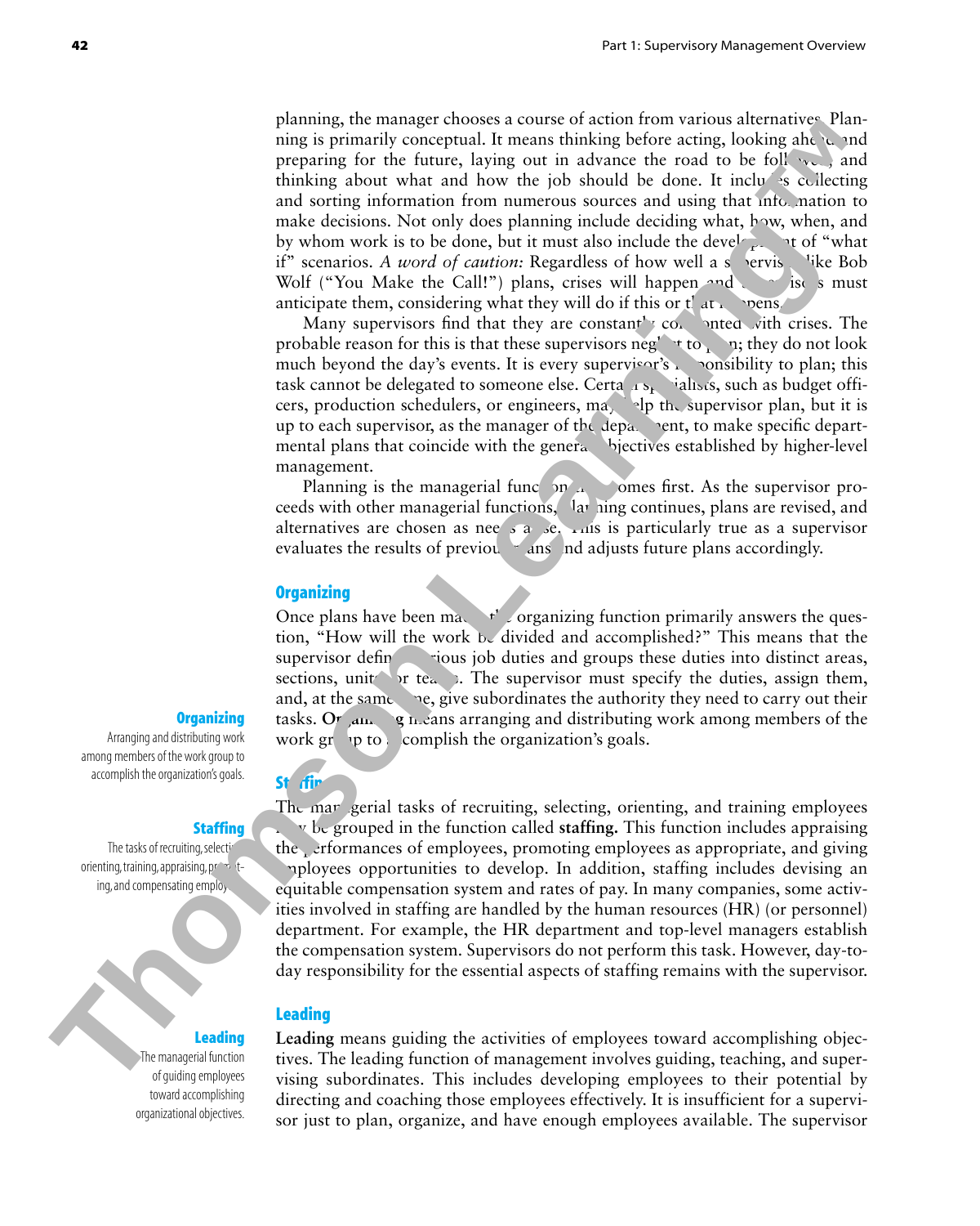planning, the manager chooses a course of action from various alternatives. Planning is primarily conceptual. It means thinking before acting, looking ahead and preparing for the future, laying out in advance the road to be followed, and thinking about what and how the job should be done. It includes collecting and sorting information from numerous sources and using that information to make decisions. Not only does planning include deciding what, how, when, and by whom work is to be done, but it must also include the development of "what if" scenarios. *A word of caution:* Regardless of how well a supervisor like Bob Wolf ("You Make the Call!") plans, crises will happen and supervisors must anticipate them, considering what they will do if this or that happens.

Many supervisors find that they are constantly confronted with crises. The probable reason for this is that these supervisors neglect to plan; they do not look much beyond the day's events. It is every supervisor's responsibility to plan; this task cannot be delegated to someone else. Certain specialists, such as budget officers, production schedulers, or engineers, may help the supervisor plan, but it is up to each supervisor, as the manager of the department, to make specific departmental plans that coincide with the general objectives established by higher-level management.

Planning is the managerial function that comes first. As the supervisor proceeds with other managerial functions, planning continues, plans are revised, and alternatives are chosen as needs arise. This is particularly true as a supervisor evaluates the results of previous plans and adjusts future plans accordingly.

### Organizing

**Organizing**
Arranging and distributing work among members of the work group to accomplish the organization's goals.

Once plans have been made, the organizing function primarily answers the question, "How will the work be divided and accomplished?" This means that the supervisor defines various job duties and groups these duties into distinct areas, sections, units, or teams. The supervisor must specify the duties, assign them, and, at the same time, give subordinates the authority they need to carry out their tasks. Organizing means arranging and distributing work among members of the work group to accomplish the organization's goals.

### Staffing

**Staffing**
The tasks of recruiting, selecting, orienting, training, appraising, promoting, and compensating employees.

The managerial tasks of recruiting, selecting, orienting, and training employees may be grouped in the function called **staffing.** This function includes appraising the performances of employees, promoting employees as appropriate, and giving employees opportunities to develop. In addition, staffing includes devising an equitable compensation system and rates of pay. In many companies, some activities involved in staffing are handled by the human resources (HR) (or personnel) department. For example, the HR department and top-level managers establish the compensation system. Supervisors do not perform this task. However, day-to-day responsibility for the essential aspects of staffing remains with the supervisor.

### Leading

**Leading**
The managerial function of guiding employees toward accomplishing organizational objectives.

**Leading** means guiding the activities of employees toward accomplishing objectives. The leading function of management involves guiding, teaching, and supervising subordinates. This includes developing employees to their potential by directing and coaching those employees effectively. It is insufficient for a supervisor just to plan, organize, and have enough employees available. The supervisor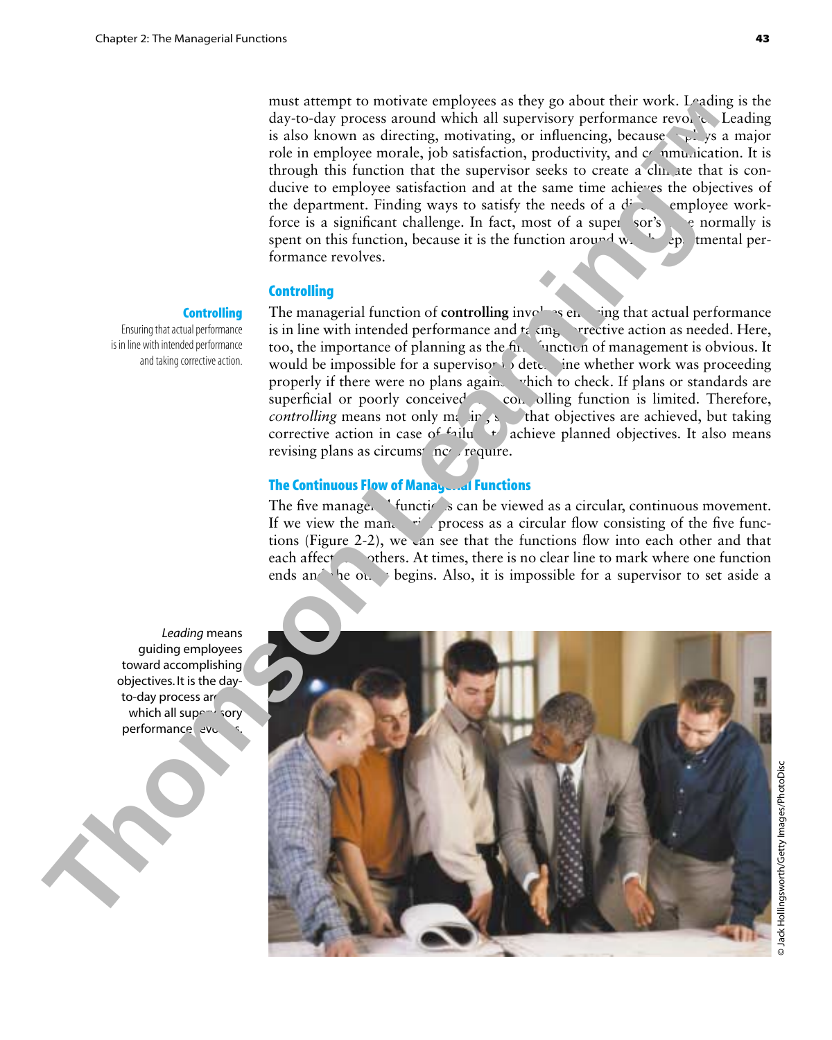must attempt to motivate employees as they go about their work. Leading is the day-to-day process around which all supervisory performance revolves. Leading is also known as directing, motivating, or influencing, because it plays a major role in employee morale, job satisfaction, productivity, and communication. It is through this function that the supervisor seeks to create a climate that is conducive to employee satisfaction and at the same time achieves the objectives of the department. Finding ways to satisfy the needs of a diverse employee workforce is a significant challenge. In fact, most of a supervisor's time normally is spent on this function, because it is the function around which departmental performance revolves.

### Controlling

**Controlling**
Ensuring that actual performance is in line with intended performance and taking corrective action.

The managerial function of **controlling** involves ensuring that actual performance is in line with intended performance and taking corrective action as needed. Here, too, the importance of planning as the first function of management is obvious. It would be impossible for a supervisor to determine whether work was proceeding properly if there were no plans against which to check. If plans or standards are superficial or poorly conceived, the controlling function is limited. Therefore, *controlling* means not only making sure that objectives are achieved, but taking corrective action in case of failure to achieve planned objectives. It also means revising plans as circumstances require.

### The Continuous Flow of Managerial Functions

The five managerial functions can be viewed as a circular, continuous movement. If we view the managerial process as a circular flow consisting of the five functions (Figure 2-2), we can see that the functions flow into each other and that each affects the others. At times, there is no clear line to mark where one function ends and the other begins. Also, it is impossible for a supervisor to set aside a

*Leading* means guiding employees toward accomplishing objectives. It is the day-to-day process around which all supervisory performance revolves.

© Jack Hollingsworth/Getty Images/PhotoDisc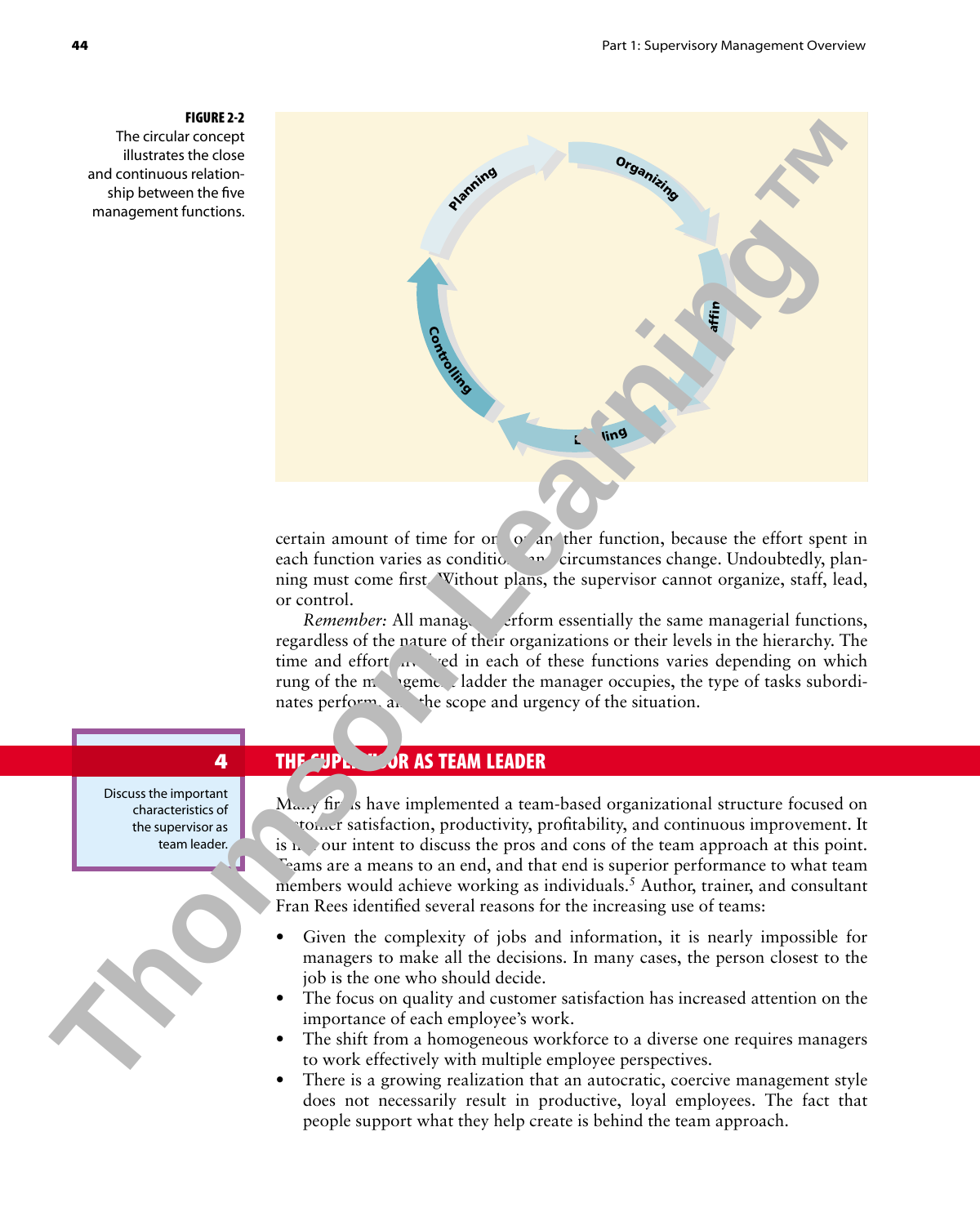**FIGURE 2-2**
The circular concept illustrates the close and continuous relationship between the five management functions.

certain amount of time for one or another function, because the effort spent in each function varies as conditions and circumstances change. Undoubtedly, planning must come first. Without plans, the supervisor cannot organize, staff, lead, or control.

*Remember:* All managers perform essentially the same managerial functions, regardless of the nature of their organizations or their levels in the hierarchy. The time and effort involved in each of these functions varies depending on which rung of the management ladder the manager occupies, the type of tasks subordinates perform, and the scope and urgency of the situation.

**4**
Discuss the important characteristics of the supervisor as team leader.

## THE SUPERVISOR AS TEAM LEADER

Many firms have implemented a team-based organizational structure focused on customer satisfaction, productivity, profitability, and continuous improvement. It is not our intent to discuss the pros and cons of the team approach at this point. Teams are a means to an end, and that end is superior performance to what team members would achieve working as individuals.[5] Author, trainer, and consultant Fran Rees identified several reasons for the increasing use of teams:

- Given the complexity of jobs and information, it is nearly impossible for managers to make all the decisions. In many cases, the person closest to the job is the one who should decide.
- The focus on quality and customer satisfaction has increased attention on the importance of each employee's work.
- The shift from a homogeneous workforce to a diverse one requires managers to work effectively with multiple employee perspectives.
- There is a growing realization that an autocratic, coercive management style does not necessarily result in productive, loyal employees. The fact that people support what they help create is behind the team approach.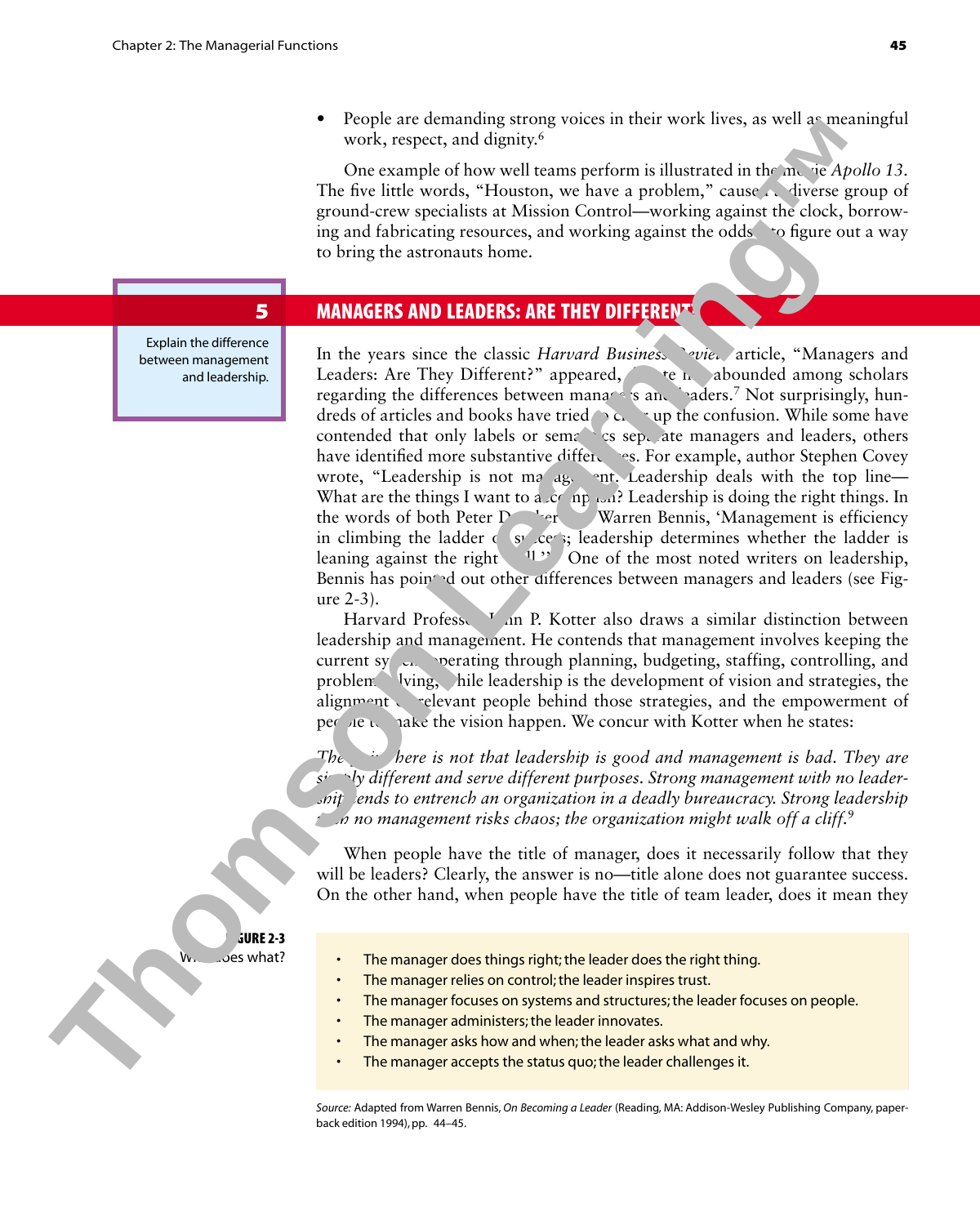- People are demanding strong voices in their work lives, as well as meaningful work, respect, and dignity.[6]

One example of how well teams perform is illustrated in the movie *Apollo 13*. The five little words, "Houston, we have a problem," caused a diverse group of ground-crew specialists at Mission Control—working against the clock, borrowing and fabricating resources, and working against the odds—to figure out a way to bring the astronauts home.

**5**

Explain the difference between management and leadership.

## MANAGERS AND LEADERS: ARE THEY DIFFERENT?

In the years since the classic *Harvard Business Review* article, "Managers and Leaders: Are They Different?" appeared, debate has abounded among scholars regarding the differences between managers and leaders.[7] Not surprisingly, hundreds of articles and books have tried to clear up the confusion. While some have contended that only labels or semantics separate managers and leaders, others have identified more substantive differences. For example, author Stephen Covey wrote, "Leadership is not management. Leadership deals with the top line—What are the things I want to accomplish? Leadership is doing the right things. In the words of both Peter Drucker and Warren Bennis, 'Management is efficiency in climbing the ladder of success; leadership determines whether the ladder is leaning against the right wall.'" One of the most noted writers on leadership, Bennis has pointed out other differences between managers and leaders (see Figure 2-3).

Harvard Professor John P. Kotter also draws a similar distinction between leadership and management. He contends that management involves keeping the current system operating through planning, budgeting, staffing, controlling, and problem solving, while leadership is the development of vision and strategies, the alignment of relevant people behind those strategies, and the empowerment of people to make the vision happen. We concur with Kotter when he states:

> *The point here is not that leadership is good and management is bad. They are simply different and serve different purposes. Strong management with no leadership tends to entrench an organization in a deadly bureaucracy. Strong leadership with no management risks chaos; the organization might walk off a cliff.*[9]

When people have the title of manager, does it necessarily follow that they will be leaders? Clearly, the answer is no—title alone does not guarantee success. On the other hand, when people have the title of team leader, does it mean they

**FIGURE 2-3**
Who does what?

- The manager does things right; the leader does the right thing.
- The manager relies on control; the leader inspires trust.
- The manager focuses on systems and structures; the leader focuses on people.
- The manager administers; the leader innovates.
- The manager asks how and when; the leader asks what and why.
- The manager accepts the status quo; the leader challenges it.

*Source:* Adapted from Warren Bennis, *On Becoming a Leader* (Reading, MA: Addison-Wesley Publishing Company, paperback edition 1994), pp. 44–45.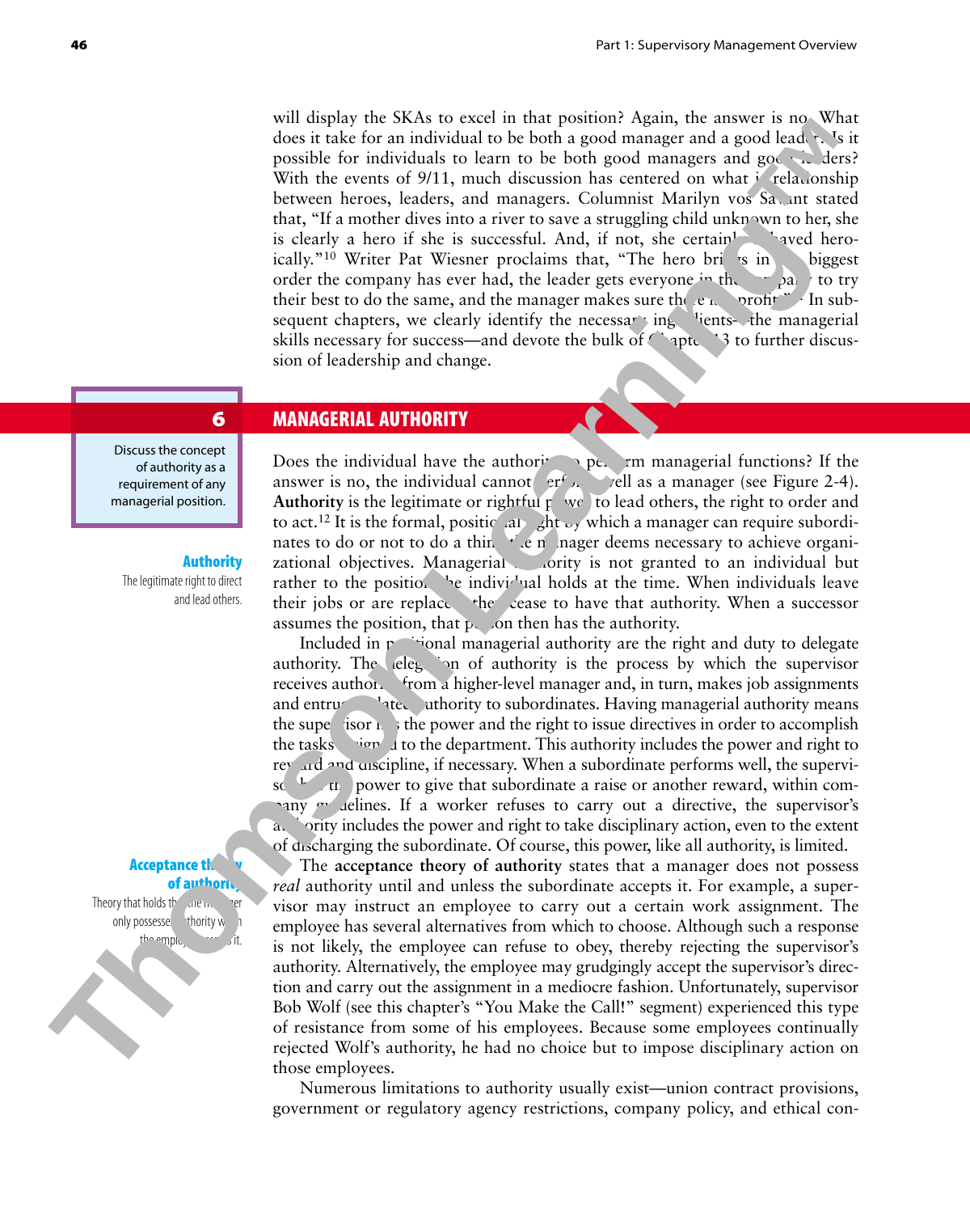will display the SKAs to excel in that position? Again, the answer is no. What does it take for an individual to be both a good manager and a good leader? Is it possible for individuals to learn to be both good managers and good leaders? With the events of 9/11, much discussion has centered on what is relationship between heroes, leaders, and managers. Columnist Marilyn vos Savant stated that, "If a mother dives into a river to save a struggling child unknown to her, she is clearly a hero if she is successful. And, if not, she certainly behaved heroically."[10] Writer Pat Wiesner proclaims that, "The hero brings in the biggest order the company has ever had, the leader gets everyone in the company to try their best to do the same, and the manager makes sure there is profit."[11] In subsequent chapters, we clearly identify the necessary ingredients—the managerial skills necessary for success—and devote the bulk of Chapter 13 to further discussion of leadership and change.

## 6 MANAGERIAL AUTHORITY

Discuss the concept of authority as a requirement of any managerial position.

**Authority**
The legitimate right to direct and lead others.

Does the individual have the authority to perform managerial functions? If the answer is no, the individual cannot perform well as a manager (see Figure 2-4). **Authority** is the legitimate or rightful power to lead others, the right to order and to act.[12] It is the formal, positional right by which a manager can require subordinates to do or not to do a thing the manager deems necessary to achieve organizational objectives. Managerial authority is not granted to an individual but rather to the position the individual holds at the time. When individuals leave their jobs or are replaced, they cease to have that authority. When a successor assumes the position, that person then has the authority.

Included in positional managerial authority are the right and duty to delegate authority. The delegation of authority is the process by which the supervisor receives authority from a higher-level manager and, in turn, makes job assignments and entrusts related authority to subordinates. Having managerial authority means the supervisor has the power and the right to issue directives in order to accomplish the tasks assigned to the department. This authority includes the power and right to reward and discipline, if necessary. When a subordinate performs well, the supervisor has the power to give that subordinate a raise or another reward, within company guidelines. If a worker refuses to carry out a directive, the supervisor's authority includes the power and right to take disciplinary action, even to the extent of discharging the subordinate. Of course, this power, like all authority, is limited.

**Acceptance theory of authority**
Theory that holds that the manager only possesses authority when the employee accepts it.

The **acceptance theory of authority** states that a manager does not possess *real* authority until and unless the subordinate accepts it. For example, a supervisor may instruct an employee to carry out a certain work assignment. The employee has several alternatives from which to choose. Although such a response is not likely, the employee can refuse to obey, thereby rejecting the supervisor's authority. Alternatively, the employee may grudgingly accept the supervisor's direction and carry out the assignment in a mediocre fashion. Unfortunately, supervisor Bob Wolf (see this chapter's "You Make the Call!" segment) experienced this type of resistance from some of his employees. Because some employees continually rejected Wolf's authority, he had no choice but to impose disciplinary action on those employees.

Numerous limitations to authority usually exist—union contract provisions, government or regulatory agency restrictions, company policy, and ethical con-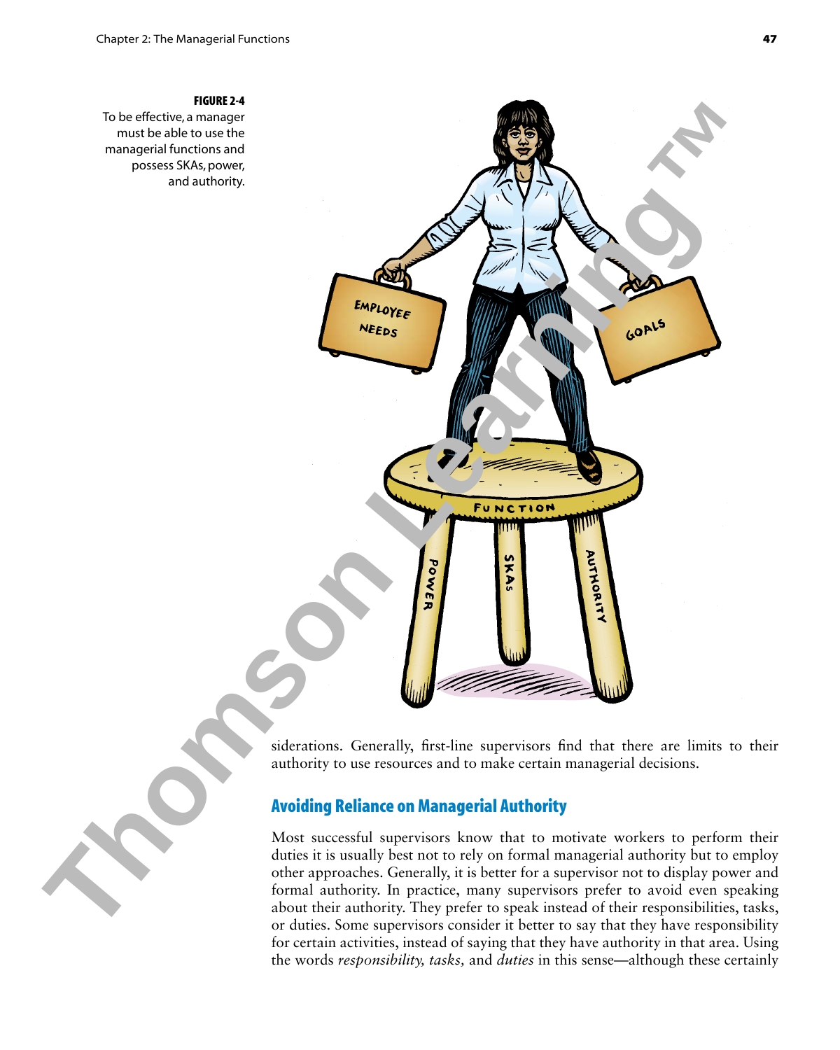**FIGURE 2-4**
To be effective, a manager must be able to use the managerial functions and possess SKAs, power, and authority.

siderations. Generally, first-line supervisors find that there are limits to their authority to use resources and to make certain managerial decisions.

## Avoiding Reliance on Managerial Authority

Most successful supervisors know that to motivate workers to perform their duties it is usually best not to rely on formal managerial authority but to employ other approaches. Generally, it is better for a supervisor not to display power and formal authority. In practice, many supervisors prefer to avoid even speaking about their authority. They prefer to speak instead of their responsibilities, tasks, or duties. Some supervisors consider it better to say that they have responsibility for certain activities, instead of saying that they have authority in that area. Using the words *responsibility, tasks,* and *duties* in this sense—although these certainly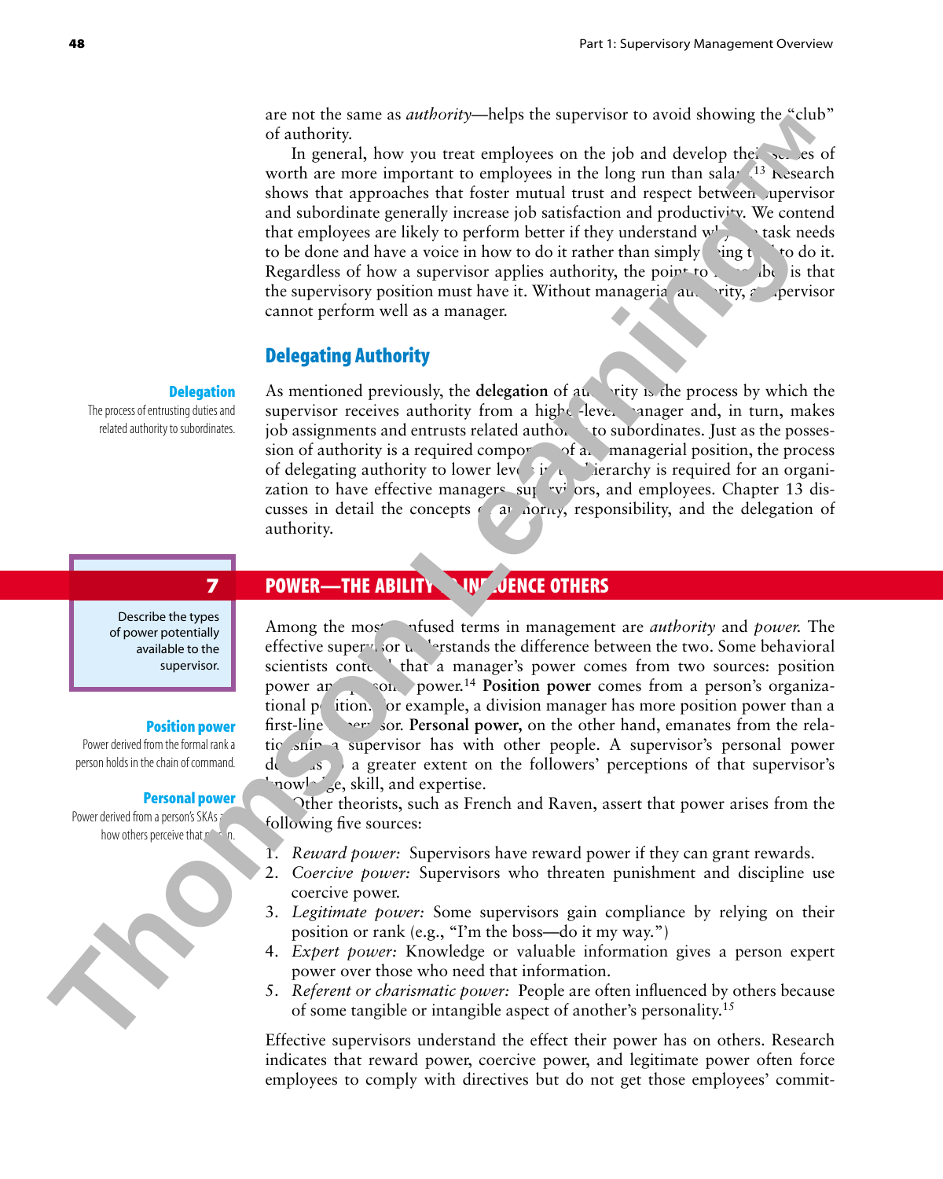are not the same as *authority*—helps the supervisor to avoid showing the "club" of authority.

In general, how you treat employees on the job and develop their senses of worth are more important to employees in the long run than salary.[13] Research shows that approaches that foster mutual trust and respect between supervisor and subordinate generally increase job satisfaction and productivity. We contend that employees are likely to perform better if they understand why a task needs to be done and have a voice in how to do it rather than simply being told to do it. Regardless of how a supervisor applies authority, the point to remember is that the supervisory position must have it. Without managerial authority, a supervisor cannot perform well as a manager.

## Delegating Authority

**Delegation**
The process of entrusting duties and related authority to subordinates.

As mentioned previously, the **delegation** of authority is the process by which the supervisor receives authority from a higher-level manager and, in turn, makes job assignments and entrusts related authority to subordinates. Just as the possession of authority is a required component of a managerial position, the process of delegating authority to lower levels in the hierarchy is required for an organization to have effective managers, supervisors, and employees. Chapter 13 discusses in detail the concepts of authority, responsibility, and the delegation of authority.

**7**
Describe the types of power potentially available to the supervisor.

# POWER—THE ABILITY TO INFLUENCE OTHERS

**Position power**
Power derived from the formal rank a person holds in the chain of command.

**Personal power**
Power derived from a person's SKAs and how others perceive that person.

Among the most confused terms in management are *authority* and *power*. The effective supervisor understands the difference between the two. Some behavioral scientists contend that a manager's power comes from two sources: position power and personal power.[14] **Position power** comes from a person's organizational position. For example, a division manager has more position power than a first-line supervisor. **Personal power,** on the other hand, emanates from the relationship a supervisor has with other people. A supervisor's personal power depends to a greater extent on the followers' perceptions of that supervisor's knowledge, skill, and expertise.

Other theorists, such as French and Raven, assert that power arises from the following five sources:

1. *Reward power:* Supervisors have reward power if they can grant rewards.
2. *Coercive power:* Supervisors who threaten punishment and discipline use coercive power.
3. *Legitimate power:* Some supervisors gain compliance by relying on their position or rank (e.g., "I'm the boss—do it my way.")
4. *Expert power:* Knowledge or valuable information gives a person expert power over those who need that information.
5. *Referent or charismatic power:* People are often influenced by others because of some tangible or intangible aspect of another's personality.[15]

Effective supervisors understand the effect their power has on others. Research indicates that reward power, coercive power, and legitimate power often force employees to comply with directives but do not get those employees' commit-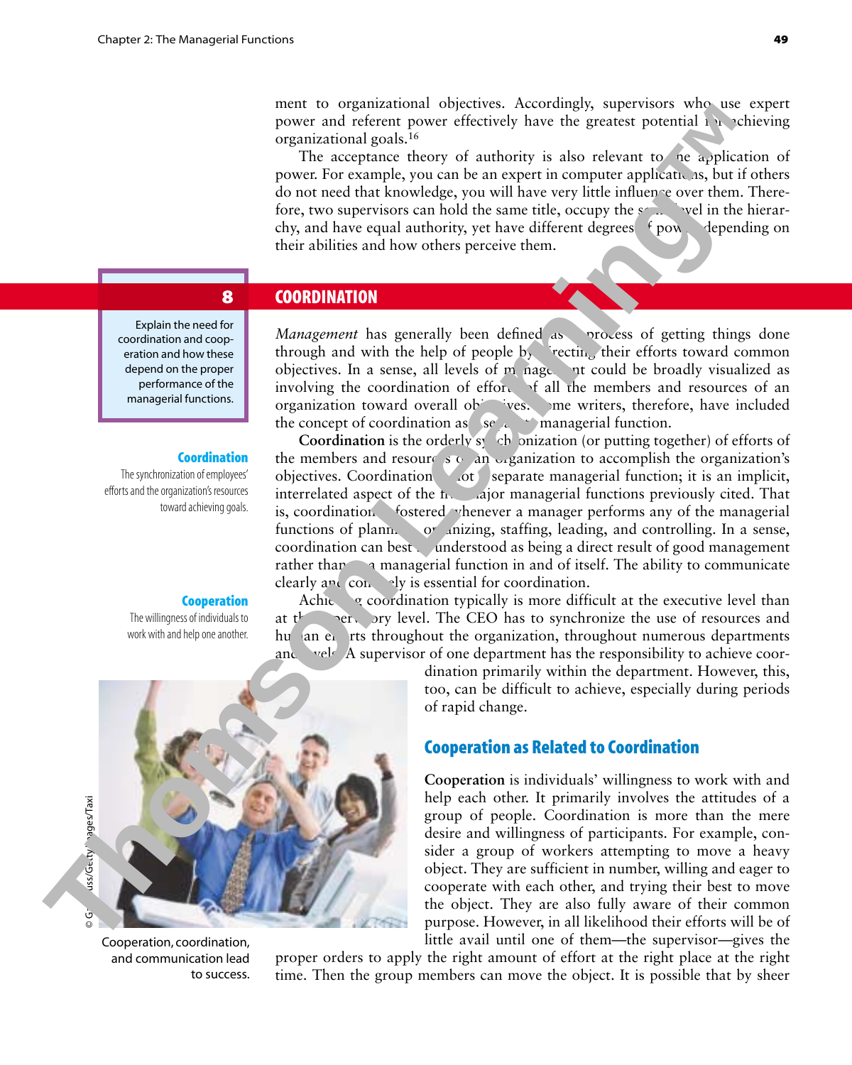ment to organizational objectives. Accordingly, supervisors who use expert power and referent power effectively have the greatest potential in achieving organizational goals.[16]

The acceptance theory of authority is also relevant to the application of power. For example, you can be an expert in computer applications, but if others do not need that knowledge, you will have very little influence over them. Therefore, two supervisors can hold the same title, occupy the same level in the hierarchy, and have equal authority, yet have different degrees of power depending on their abilities and how others perceive them.

**8**

Explain the need for coordination and cooperation and how these depend on the proper performance of the managerial functions.

## COORDINATION

*Management* has generally been defined as the process of getting things done through and with the help of people by directing their efforts toward common objectives. In a sense, all levels of management could be broadly visualized as involving the coordination of efforts of all the members and resources of an organization toward overall objectives. Some writers, therefore, have included the concept of coordination as a separate managerial function.

**Coordination** is the orderly synchronization (or putting together) of efforts of the members and resources of an organization to accomplish the organization's objectives. Coordination is not a separate managerial function; it is an implicit, interrelated aspect of the five major managerial functions previously cited. That is, coordination is fostered whenever a manager performs any of the managerial functions of planning, organizing, staffing, leading, and controlling. In a sense, coordination can best be understood as being a direct result of good management rather than as a managerial function in and of itself. The ability to communicate clearly and concisely is essential for coordination.

**Coordination**
The synchronization of employees' efforts and the organization's resources toward achieving goals.

Achieving coordination typically is more difficult at the executive level than at the supervisory level. The CEO has to synchronize the use of resources and human efforts throughout the organization, throughout numerous departments and levels. A supervisor of one department has the responsibility to achieve coordination primarily within the department. However, this, too, can be difficult to achieve, especially during periods of rapid change.

**Cooperation**
The willingness of individuals to work with and help one another.

Cooperation, coordination, and communication lead to success.

### Cooperation as Related to Coordination

**Cooperation** is individuals' willingness to work with and help each other. It primarily involves the attitudes of a group of people. Coordination is more than the mere desire and willingness of participants. For example, consider a group of workers attempting to move a heavy object. They are sufficient in number, willing and eager to cooperate with each other, and trying their best to move the object. They are also fully aware of their common purpose. However, in all likelihood their efforts will be of little avail until one of them—the supervisor—gives the proper orders to apply the right amount of effort at the right place at the right time. Then the group members can move the object. It is possible that by sheer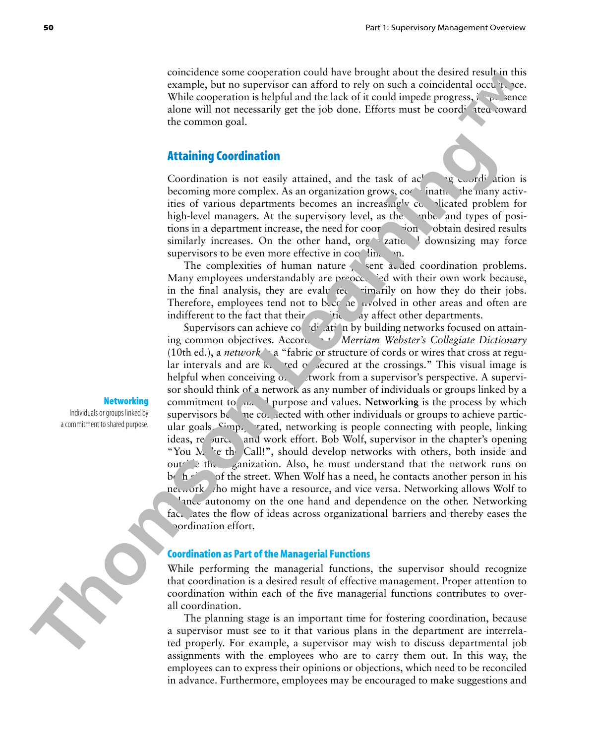coincidence some cooperation could have brought about the desired result in this example, but no supervisor can afford to rely on such a coincidental occurrence. While cooperation is helpful and the lack of it could impede progress, its presence alone will not necessarily get the job done. Efforts must be coordinated toward the common goal.

## Attaining Coordination

Coordination is not easily attained, and the task of achieving coordination is becoming more complex. As an organization grows, coordinating the many activities of various departments becomes an increasingly complicated problem for high-level managers. At the supervisory level, as the number and types of positions in a department increase, the need for coordination to obtain desired results similarly increases. On the other hand, organizational downsizing may force supervisors to be even more effective in coordination.

The complexities of human nature present added coordination problems. Many employees understandably are preoccupied with their own work because, in the final analysis, they are evaluated primarily on how they do their jobs. Therefore, employees tend not to become involved in other areas and often are indifferent to the fact that their activities may affect other departments.

**Networking**
Individuals or groups linked by a commitment to shared purpose.

Supervisors can achieve coordination by building networks focused on attaining common objectives. According to *Merriam Webster's Collegiate Dictionary* (10th ed.), a *network* is a "fabric or structure of cords or wires that cross at regular intervals and are knotted or secured at the crossings." This visual image is helpful when conceiving of a network from a supervisor's perspective. A supervisor should think of a network as any number of individuals or groups linked by a commitment to shared purpose and values. **Networking** is the process by which supervisors become connected with other individuals or groups to achieve particular goals. Simply stated, networking is people connecting with people, linking ideas, resources, and work effort. Bob Wolf, supervisor in the chapter's opening "You Make the Call!", should develop networks with others, both inside and outside the organization. Also, he must understand that the network runs on both sides of the street. When Wolf has a need, he contacts another person in his network who might have a resource, and vice versa. Networking allows Wolf to balance autonomy on the one hand and dependence on the other. Networking facilitates the flow of ideas across organizational barriers and thereby eases the coordination effort.

### Coordination as Part of the Managerial Functions

While performing the managerial functions, the supervisor should recognize that coordination is a desired result of effective management. Proper attention to coordination within each of the five managerial functions contributes to overall coordination.

The planning stage is an important time for fostering coordination, because a supervisor must see to it that various plans in the department are interrelated properly. For example, a supervisor may wish to discuss departmental job assignments with the employees who are to carry them out. In this way, the employees can to express their opinions or objections, which need to be reconciled in advance. Furthermore, employees may be encouraged to make suggestions and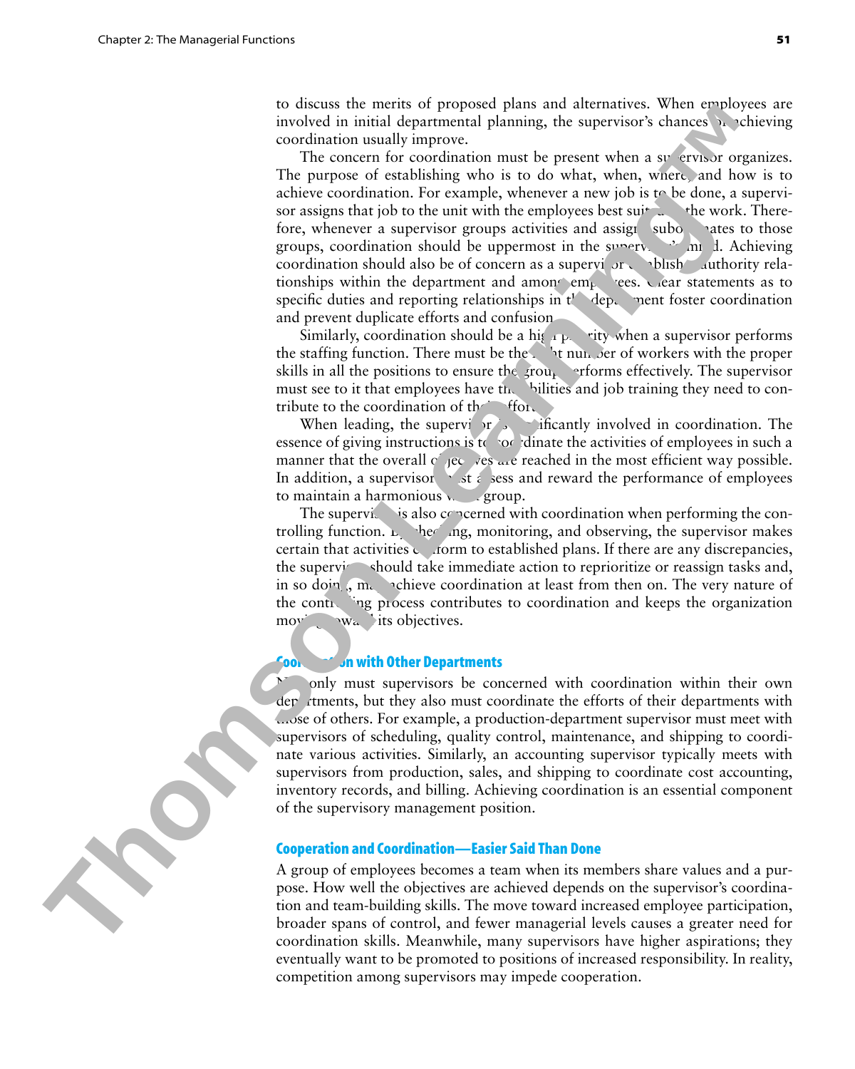to discuss the merits of proposed plans and alternatives. When employees are involved in initial departmental planning, the supervisor's chances of achieving coordination usually improve.

The concern for coordination must be present when a supervisor organizes. The purpose of establishing who is to do what, when, where, and how is to achieve coordination. For example, whenever a new job is to be done, a supervisor assigns that job to the unit with the employees best suited for the work. Therefore, whenever a supervisor groups activities and assigns subordinates to those groups, coordination should be uppermost in the supervisor's mind. Achieving coordination should also be of concern as a supervisor establishes authority relationships within the department and among employees. Clear statements as to specific duties and reporting relationships in the department foster coordination and prevent duplicate efforts and confusion.

Similarly, coordination should be a high priority when a supervisor performs the staffing function. There must be the right number of workers with the proper skills in all the positions to ensure the group performs effectively. The supervisor must see to it that employees have the abilities and job training they need to contribute to the coordination of their efforts.

When leading, the supervisor is significantly involved in coordination. The essence of giving instructions is to coordinate the activities of employees in such a manner that the overall objectives are reached in the most efficient way possible. In addition, a supervisor must assess and reward the performance of employees to maintain a harmonious work group.

The supervisor is also concerned with coordination when performing the controlling function. By checking, monitoring, and observing, the supervisor makes certain that activities conform to established plans. If there are any discrepancies, the supervisor should take immediate action to reprioritize or reassign tasks and, in so doing, may achieve coordination at least from then on. The very nature of the controlling process contributes to coordination and keeps the organization moving toward its objectives.

## Coordination with Other Departments

Not only must supervisors be concerned with coordination within their own departments, but they also must coordinate the efforts of their departments with those of others. For example, a production-department supervisor must meet with supervisors of scheduling, quality control, maintenance, and shipping to coordinate various activities. Similarly, an accounting supervisor typically meets with supervisors from production, sales, and shipping to coordinate cost accounting, inventory records, and billing. Achieving coordination is an essential component of the supervisory management position.

## Cooperation and Coordination—Easier Said Than Done

A group of employees becomes a team when its members share values and a purpose. How well the objectives are achieved depends on the supervisor's coordination and team-building skills. The move toward increased employee participation, broader spans of control, and fewer managerial levels causes a greater need for coordination skills. Meanwhile, many supervisors have higher aspirations; they eventually want to be promoted to positions of increased responsibility. In reality, competition among supervisors may impede cooperation.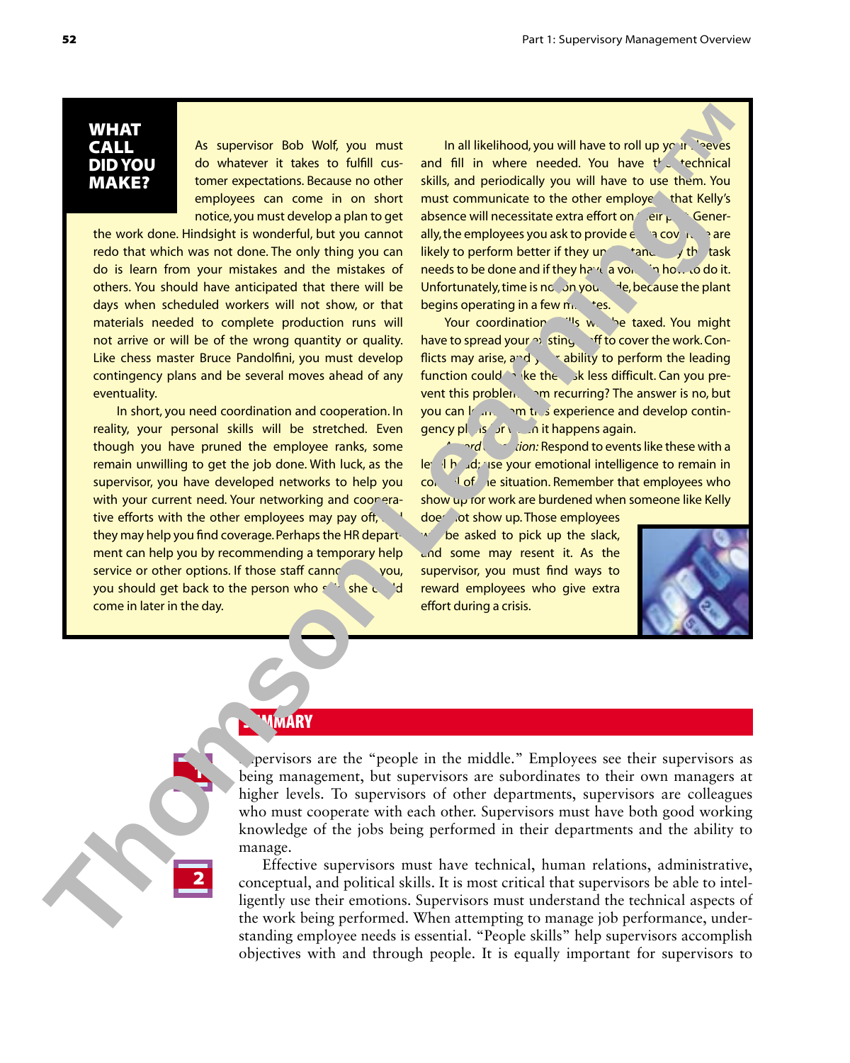## WHAT CALL DID YOU MAKE?

As supervisor Bob Wolf, you must do whatever it takes to fulfill customer expectations. Because no other employees can come in on short notice, you must develop a plan to get the work done. Hindsight is wonderful, but you cannot redo that which was not done. The only thing you can do is learn from your mistakes and the mistakes of others. You should have anticipated that there will be days when scheduled workers will not show, or that materials needed to complete production runs will not arrive or will be of the wrong quantity or quality. Like chess master Bruce Pandolfini, you must develop contingency plans and be several moves ahead of any eventuality.

In short, you need coordination and cooperation. In reality, your personal skills will be stretched. Even though you have pruned the employee ranks, some remain unwilling to get the job done. With luck, as the supervisor, you have developed networks to help you with your current need. Your networking and cooperative efforts with the other employees may pay off, and they may help you find coverage. Perhaps the HR department can help you by recommending a temporary help service or other options. If those staff cannot help you, you should get back to the person who said she could come in later in the day.

In all likelihood, you will have to roll up your sleeves and fill in where needed. You have the technical skills, and periodically you will have to use them. You must communicate to the other employees that Kelly's absence will necessitate extra effort on their part. Generally, the employees you ask to provide extra coverage are likely to perform better if they understand why the task needs to be done and if they have a voice in how to do it. Unfortunately, time is not on your side, because the plant begins operating in a few minutes.

Your coordination skills will be taxed. You might have to spread your existing staff to cover the work. Conflicts may arise, and your ability to perform the leading function could make the task less difficult. Can you prevent this problem from recurring? The answer is no, but you can learn from this experience and develop contingency plans for when it happens again.

*A word of caution:* Respond to events like these with a level head; use your emotional intelligence to remain in control of the situation. Remember that employees who show up for work are burdened when someone like Kelly does not show up. Those employees will be asked to pick up the slack, and some may resent it. As the supervisor, you must find ways to reward employees who give extra effort during a crisis.

## SUMMARY

1

Supervisors are the "people in the middle." Employees see their supervisors as being management, but supervisors are subordinates to their own managers at higher levels. To supervisors of other departments, supervisors are colleagues who must cooperate with each other. Supervisors must have both good working knowledge of the jobs being performed in their departments and the ability to manage.

2

Effective supervisors must have technical, human relations, administrative, conceptual, and political skills. It is most critical that supervisors be able to intelligently use their emotions. Supervisors must understand the technical aspects of the work being performed. When attempting to manage job performance, understanding employee needs is essential. "People skills" help supervisors accomplish objectives with and through people. It is equally important for supervisors to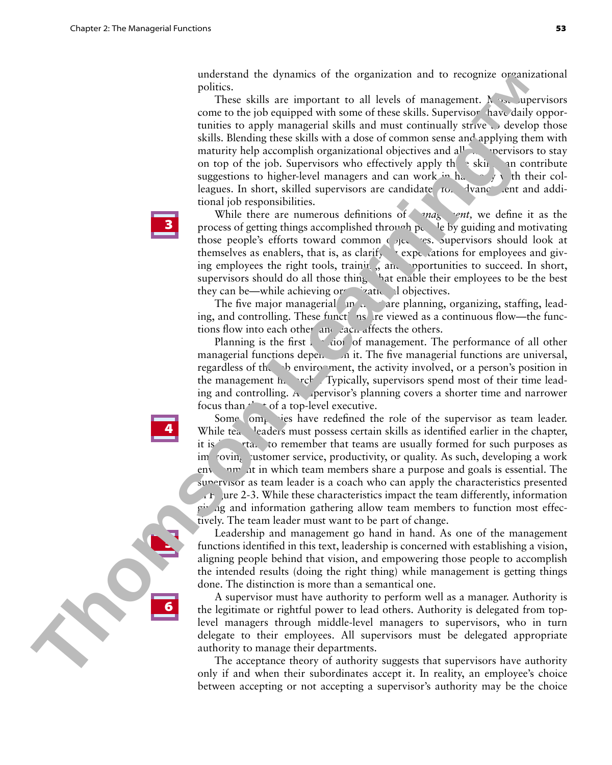understand the dynamics of the organization and to recognize organizational politics.

These skills are important to all levels of management. Most supervisors come to the job equipped with some of these skills. Supervisors have daily opportunities to apply managerial skills and must continually strive to develop those skills. Blending these skills with a dose of common sense and applying them with maturity help accomplish organizational objectives and allow supervisors to stay on top of the job. Supervisors who effectively apply these skills can contribute suggestions to higher-level managers and can work in harmony with their colleagues. In short, skilled supervisors are candidates for advancement and additional job responsibilities.

**3**

While there are numerous definitions of *management,* we define it as the process of getting things accomplished through people by guiding and motivating those people's efforts toward common objectives. Supervisors should look at themselves as enablers, that is, as clarifying expectations for employees and giving employees the right tools, training, and opportunities to succeed. In short, supervisors should do all those things that enable their employees to be the best they can be—while achieving organizational objectives.

The five major managerial functions are planning, organizing, staffing, leading, and controlling. These functions are viewed as a continuous flow—the functions flow into each other and each affects the others.

Planning is the first function of management. The performance of all other managerial functions depends on it. The five managerial functions are universal, regardless of the job environment, the activity involved, or a person's position in the management hierarchy. Typically, supervisors spend most of their time leading and controlling. A supervisor's planning covers a shorter time and narrower focus than that of a top-level executive.

**4**

Some companies have redefined the role of the supervisor as team leader. While team leaders must possess certain skills as identified earlier in the chapter, it is important to remember that teams are usually formed for such purposes as improving customer service, productivity, or quality. As such, developing a work environment in which team members share a purpose and goals is essential. The supervisor as team leader is a coach who can apply the characteristics presented in Figure 2-3. While these characteristics impact the team differently, information giving and information gathering allow team members to function most effectively. The team leader must want to be part of change.

**5**

Leadership and management go hand in hand. As one of the management functions identified in this text, leadership is concerned with establishing a vision, aligning people behind that vision, and empowering those people to accomplish the intended results (doing the right thing) while management is getting things done. The distinction is more than a semantical one.

**6**

A supervisor must have authority to perform well as a manager. Authority is the legitimate or rightful power to lead others. Authority is delegated from top-level managers through middle-level managers to supervisors, who in turn delegate to their employees. All supervisors must be delegated appropriate authority to manage their departments.

The acceptance theory of authority suggests that supervisors have authority only if and when their subordinates accept it. In reality, an employee's choice between accepting or not accepting a supervisor's authority may be the choice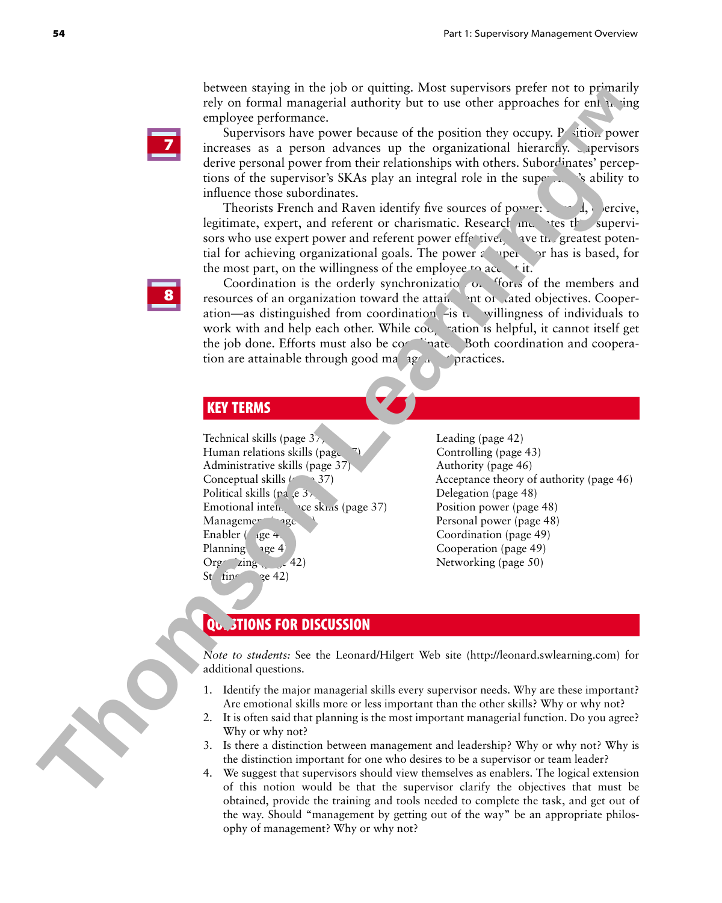between staying in the job or quitting. Most supervisors prefer not to primarily rely on formal managerial authority but to use other approaches for enhancing employee performance.

Supervisors have power because of the position they occupy. Position power increases as a person advances up the organizational hierarchy. Supervisors derive personal power from their relationships with others. Subordinates' perceptions of the supervisor's SKAs play an integral role in the supervisor's ability to influence those subordinates.

Theorists French and Raven identify five sources of power: reward, coercive, legitimate, expert, and referent or charismatic. Research indicates that supervisors who use expert power and referent power effectively have the greatest potential for achieving organizational goals. The power a supervisor has is based, for the most part, on the willingness of the employee to accept it.

Coordination is the orderly synchronization of efforts of the members and resources of an organization toward the attainment of stated objectives. Cooperation—as distinguished from coordination—is the willingness of individuals to work with and help each other. While cooperation is helpful, it cannot itself get the job done. Efforts must also be coordinated. Both coordination and cooperation are attainable through good managerial practices.

## KEY TERMS

- Technical skills (page 37)
- Human relations skills (page 37)
- Administrative skills (page 37)
- Conceptual skills (page 37)
- Political skills (page 37)
- Emotional intelligence skills (page 37)
- Management (page 40)
- Enabler (page 41)
- Planning (page 41)
- Organizing (page 42)
- Staffing (page 42)
- Leading (page 42)
- Controlling (page 43)
- Authority (page 46)
- Acceptance theory of authority (page 46)
- Delegation (page 48)
- Position power (page 48)
- Personal power (page 48)
- Coordination (page 49)
- Cooperation (page 49)
- Networking (page 50)

## QUESTIONS FOR DISCUSSION

*Note to students:* See the Leonard/Hilgert Web site (http://leonard.swlearning.com) for additional questions.

1. Identify the major managerial skills every supervisor needs. Why are these important? Are emotional skills more or less important than the other skills? Why or why not?
2. It is often said that planning is the most important managerial function. Do you agree? Why or why not?
3. Is there a distinction between management and leadership? Why or why not? Why is the distinction important for one who desires to be a supervisor or team leader?
4. We suggest that supervisors should view themselves as enablers. The logical extension of this notion would be that the supervisor clarify the objectives that must be obtained, provide the training and tools needed to complete the task, and get out of the way. Should "management by getting out of the way" be an appropriate philosophy of management? Why or why not?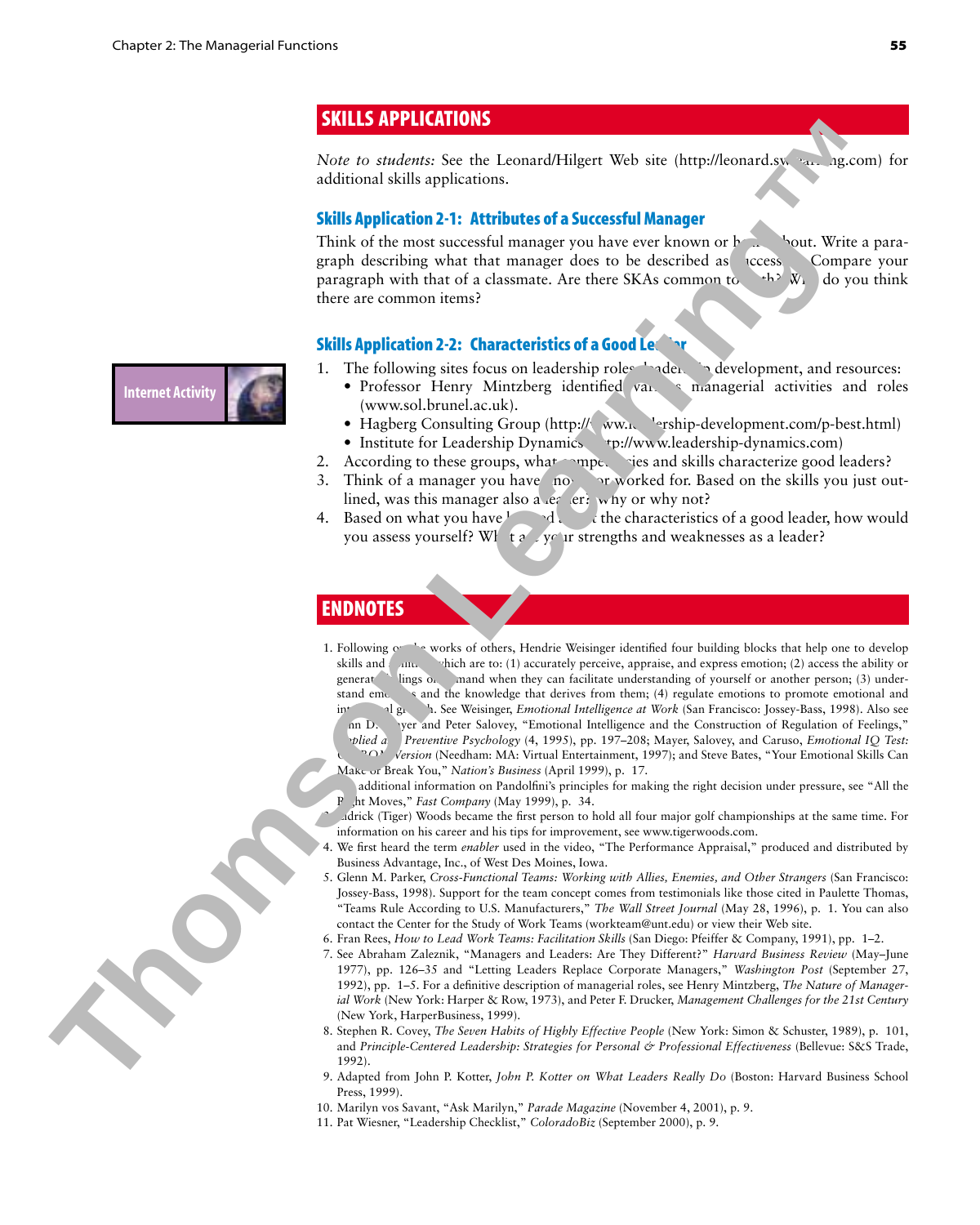## SKILLS APPLICATIONS

*Note to students:* See the Leonard/Hilgert Web site (http://leonard.swlearning.com) for additional skills applications.

### Skills Application 2-1: Attributes of a Successful Manager

Think of the most successful manager you have ever known or heard about. Write a paragraph describing what that manager does to be described as successful. Compare your paragraph with that of a classmate. Are there SKAs common to both? Why do you think there are common items?

### Skills Application 2-2: Characteristics of a Good Leader

Internet Activity

1. The following sites focus on leadership roles, leadership development, and resources:
   - Professor Henry Mintzberg identified various managerial activities and roles (www.sol.brunel.ac.uk).
   - Hagberg Consulting Group (http://www.leadership-development.com/p-best.html)
   - Institute for Leadership Dynamics (http://www.leadership-dynamics.com)
2. According to these groups, what competencies and skills characterize good leaders?
3. Think of a manager you have known or worked for. Based on the skills you just outlined, was this manager also a leader? Why or why not?
4. Based on what you have learned about the characteristics of a good leader, how would you assess yourself? What are your strengths and weaknesses as a leader?

## ENDNOTES

1. Following on the works of others, Hendrie Weisinger identified four building blocks that help one to develop skills and abilities which are to: (1) accurately perceive, appraise, and express emotion; (2) access the ability or generate feelings on demand when they can facilitate understanding of yourself or another person; (3) understand emotions and the knowledge that derives from them; (4) regulate emotions to promote emotional and intellectual growth. See Weisinger, *Emotional Intelligence at Work* (San Francisco: Jossey-Bass, 1998). Also see John D. Mayer and Peter Salovey, "Emotional Intelligence and the Construction of Regulation of Feelings," *Applied and Preventive Psychology* (4, 1995), pp. 197–208; Mayer, Salovey, and Caruso, *Emotional IQ Test: CD-ROM Version* (Needham: MA: Virtual Entertainment, 1997); and Steve Bates, "Your Emotional Skills Can Make or Break You," *Nation's Business* (April 1999), p. 17.
2. For additional information on Pandolfini's principles for making the right decision under pressure, see "All the Right Moves," *Fast Company* (May 1999), p. 34.
3. Eldrick (Tiger) Woods became the first person to hold all four major golf championships at the same time. For information on his career and his tips for improvement, see www.tigerwoods.com.
4. We first heard the term *enabler* used in the video, "The Performance Appraisal," produced and distributed by Business Advantage, Inc., of West Des Moines, Iowa.
5. Glenn M. Parker, *Cross-Functional Teams: Working with Allies, Enemies, and Other Strangers* (San Francisco: Jossey-Bass, 1998). Support for the team concept comes from testimonials like those cited in Paulette Thomas, "Teams Rule According to U.S. Manufacturers," *The Wall Street Journal* (May 28, 1996), p. 1. You can also contact the Center for the Study of Work Teams (workteam@unt.edu) or view their Web site.
6. Fran Rees, *How to Lead Work Teams: Facilitation Skills* (San Diego: Pfeiffer & Company, 1991), pp. 1–2.
7. See Abraham Zaleznik, "Managers and Leaders: Are They Different?" *Harvard Business Review* (May–June 1977), pp. 126–35 and "Letting Leaders Replace Corporate Managers," *Washington Post* (September 27, 1992), pp. 1–5. For a definitive description of managerial roles, see Henry Mintzberg, *The Nature of Managerial Work* (New York: Harper & Row, 1973), and Peter F. Drucker, *Management Challenges for the 21st Century* (New York, HarperBusiness, 1999).
8. Stephen R. Covey, *The Seven Habits of Highly Effective People* (New York: Simon & Schuster, 1989), p. 101, and *Principle-Centered Leadership: Strategies for Personal & Professional Effectiveness* (Bellevue: S&S Trade, 1992).
9. Adapted from John P. Kotter, *John P. Kotter on What Leaders Really Do* (Boston: Harvard Business School Press, 1999).
10. Marilyn vos Savant, "Ask Marilyn," *Parade Magazine* (November 4, 2001), p. 9.
11. Pat Wiesner, "Leadership Checklist," *ColoradoBiz* (September 2000), p. 9.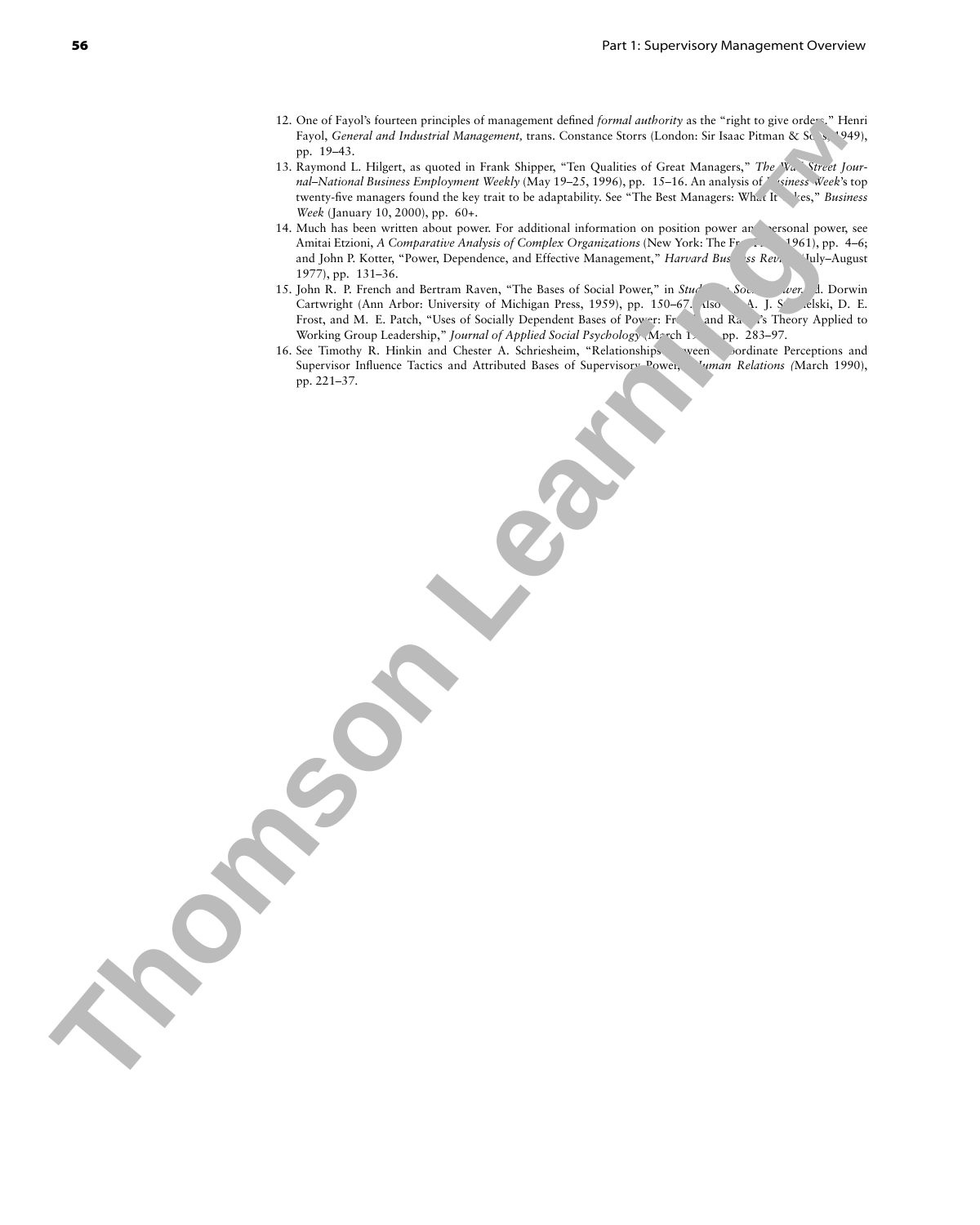12. One of Fayol's fourteen principles of management defined *formal authority* as the "right to give orders." Henri Fayol, *General and Industrial Management,* trans. Constance Storrs (London: Sir Isaac Pitman & Sons, 1949), pp. 19–43.
13. Raymond L. Hilgert, as quoted in Frank Shipper, "Ten Qualities of Great Managers," *The Wall Street Journal–National Business Employment Weekly* (May 19–25, 1996), pp. 15–16. An analysis of *Business Week*'s top twenty-five managers found the key trait to be adaptability. See "The Best Managers: What It Takes," *Business Week* (January 10, 2000), pp. 60+.
14. Much has been written about power. For additional information on position power and personal power, see Amitai Etzioni, *A Comparative Analysis of Complex Organizations* (New York: The Free Press, 1961), pp. 4–6; and John P. Kotter, "Power, Dependence, and Effective Management," *Harvard Business Review* (July–August 1977), pp. 131–36.
15. John R. P. French and Bertram Raven, "The Bases of Social Power," in *Studies in Social Power,* ed. Dorwin Cartwright (Ann Arbor: University of Michigan Press, 1959), pp. 150–67. Also see A. J. Stahelski, D. E. Frost, and M. E. Patch, "Uses of Socially Dependent Bases of Power: French and Raven's Theory Applied to Working Group Leadership," *Journal of Applied Social Psychology* (March 1989), pp. 283–97.
16. See Timothy R. Hinkin and Chester A. Schriesheim, "Relationships between Subordinate Perceptions and Supervisor Influence Tactics and Attributed Bases of Supervisory Power," *Human Relations (*March 1990), pp. 221–37.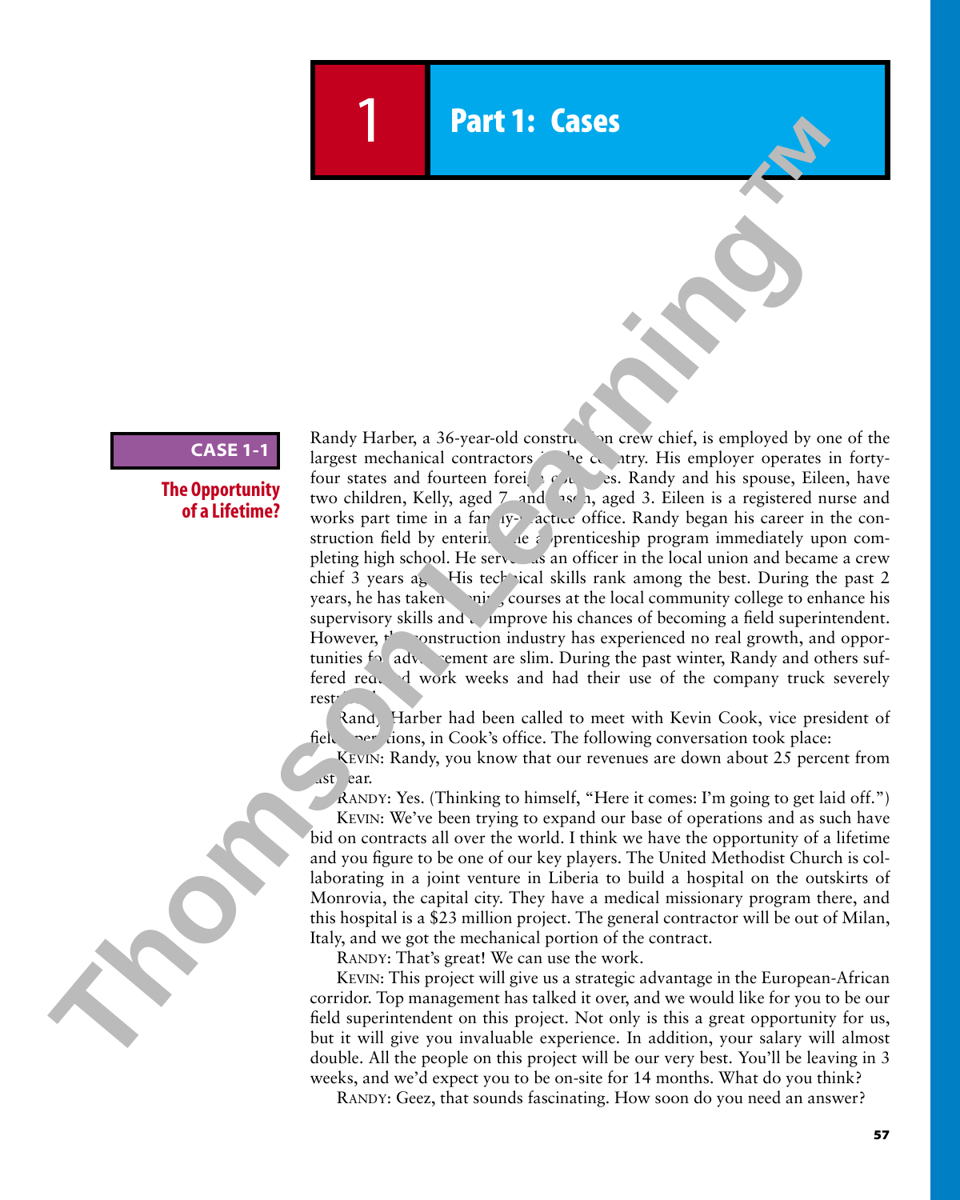# 1 Part 1: Cases

## CASE 1-1

### The Opportunity of a Lifetime?

Randy Harber, a 36-year-old construction crew chief, is employed by one of the largest mechanical contractors in the country. His employer operates in forty-four states and fourteen foreign countries. Randy and his spouse, Eileen, have two children, Kelly, aged 7, and Jason, aged 3. Eileen is a registered nurse and works part time in a family-practice office. Randy began his career in the construction field by entering the apprenticeship program immediately upon completing high school. He served as an officer in the local union and became a crew chief 3 years ago. His technical skills rank among the best. During the past 2 years, he has taken evening courses at the local community college to enhance his supervisory skills and to improve his chances of becoming a field superintendent. However, the construction industry has experienced no real growth, and opportunities for advancement are slim. During the past winter, Randy and others suffered reduced work weeks and had their use of the company truck severely restricted.

Randy Harber had been called to meet with Kevin Cook, vice president of field operations, in Cook's office. The following conversation took place:

KEVIN: Randy, you know that our revenues are down about 25 percent from last year.

RANDY: Yes. (Thinking to himself, "Here it comes: I'm going to get laid off.")

KEVIN: We've been trying to expand our base of operations and as such have bid on contracts all over the world. I think we have the opportunity of a lifetime and you figure to be one of our key players. The United Methodist Church is collaborating in a joint venture in Liberia to build a hospital on the outskirts of Monrovia, the capital city. They have a medical missionary program there, and this hospital is a $23 million project. The general contractor will be out of Milan, Italy, and we got the mechanical portion of the contract.

RANDY: That's great! We can use the work.

KEVIN: This project will give us a strategic advantage in the European-African corridor. Top management has talked it over, and we would like for you to be our field superintendent on this project. Not only is this a great opportunity for us, but it will give you invaluable experience. In addition, your salary will almost double. All the people on this project will be our very best. You'll be leaving in 3 weeks, and we'd expect you to be on-site for 14 months. What do you think?

RANDY: Geez, that sounds fascinating. How soon do you need an answer?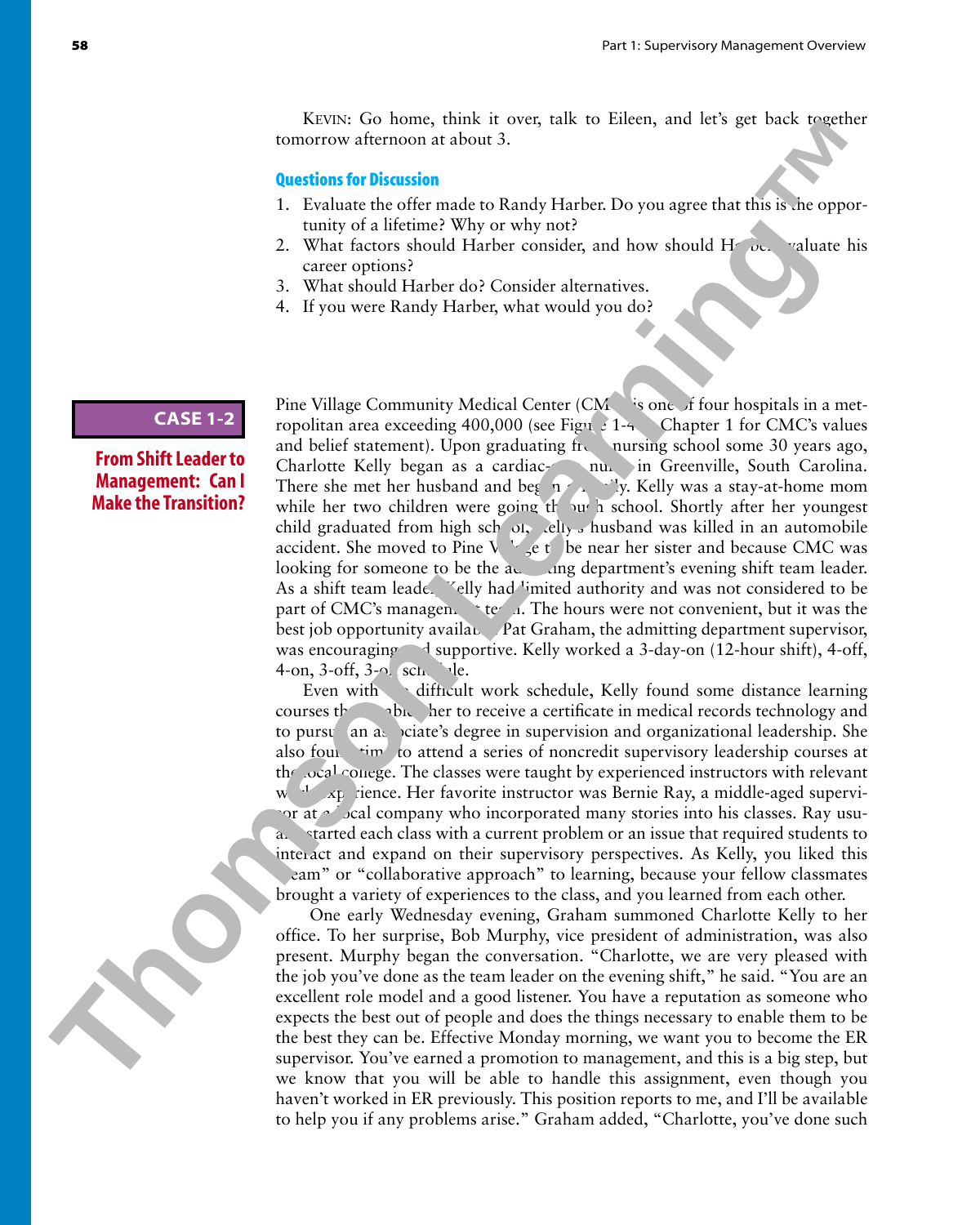KEVIN: Go home, think it over, talk to Eileen, and let's get back together tomorrow afternoon at about 3.

### Questions for Discussion

1. Evaluate the offer made to Randy Harber. Do you agree that this is the opportunity of a lifetime? Why or why not?
2. What factors should Harber consider, and how should Harber evaluate his career options?
3. What should Harber do? Consider alternatives.
4. If you were Randy Harber, what would you do?

## CASE 1-2

### From Shift Leader to Management: Can I Make the Transition?

Pine Village Community Medical Center (CMC) is one of four hospitals in a metropolitan area exceeding 400,000 (see Figure 1-4 in Chapter 1 for CMC's values and belief statement). Upon graduating from nursing school some 30 years ago, Charlotte Kelly began as a cardiac-care nurse in Greenville, South Carolina. There she met her husband and began a family. Kelly was a stay-at-home mom while her two children were going through school. Shortly after her youngest child graduated from high school, Kelly's husband was killed in an automobile accident. She moved to Pine Village to be near her sister and because CMC was looking for someone to be the admitting department's evening shift team leader. As a shift team leader, Kelly had limited authority and was not considered to be part of CMC's management team. The hours were not convenient, but it was the best job opportunity available. Pat Graham, the admitting department supervisor, was encouraging and supportive. Kelly worked a 3-day-on (12-hour shift), 4-off, 4-on, 3-off, 3-on schedule.

Even with the difficult work schedule, Kelly found some distance learning courses that enabled her to receive a certificate in medical records technology and to pursue an associate's degree in supervision and organizational leadership. She also found time to attend a series of noncredit supervisory leadership courses at the local college. The classes were taught by experienced instructors with relevant work experience. Her favorite instructor was Bernie Ray, a middle-aged supervisor at a local company who incorporated many stories into his classes. Ray usually started each class with a current problem or an issue that required students to interact and expand on their supervisory perspectives. As Kelly, you liked this "team" or "collaborative approach" to learning, because your fellow classmates brought a variety of experiences to the class, and you learned from each other.

One early Wednesday evening, Graham summoned Charlotte Kelly to her office. To her surprise, Bob Murphy, vice president of administration, was also present. Murphy began the conversation. "Charlotte, we are very pleased with the job you've done as the team leader on the evening shift," he said. "You are an excellent role model and a good listener. You have a reputation as someone who expects the best out of people and does the things necessary to enable them to be the best they can be. Effective Monday morning, we want you to become the ER supervisor. You've earned a promotion to management, and this is a big step, but we know that you will be able to handle this assignment, even though you haven't worked in ER previously. This position reports to me, and I'll be available to help you if any problems arise." Graham added, "Charlotte, you've done such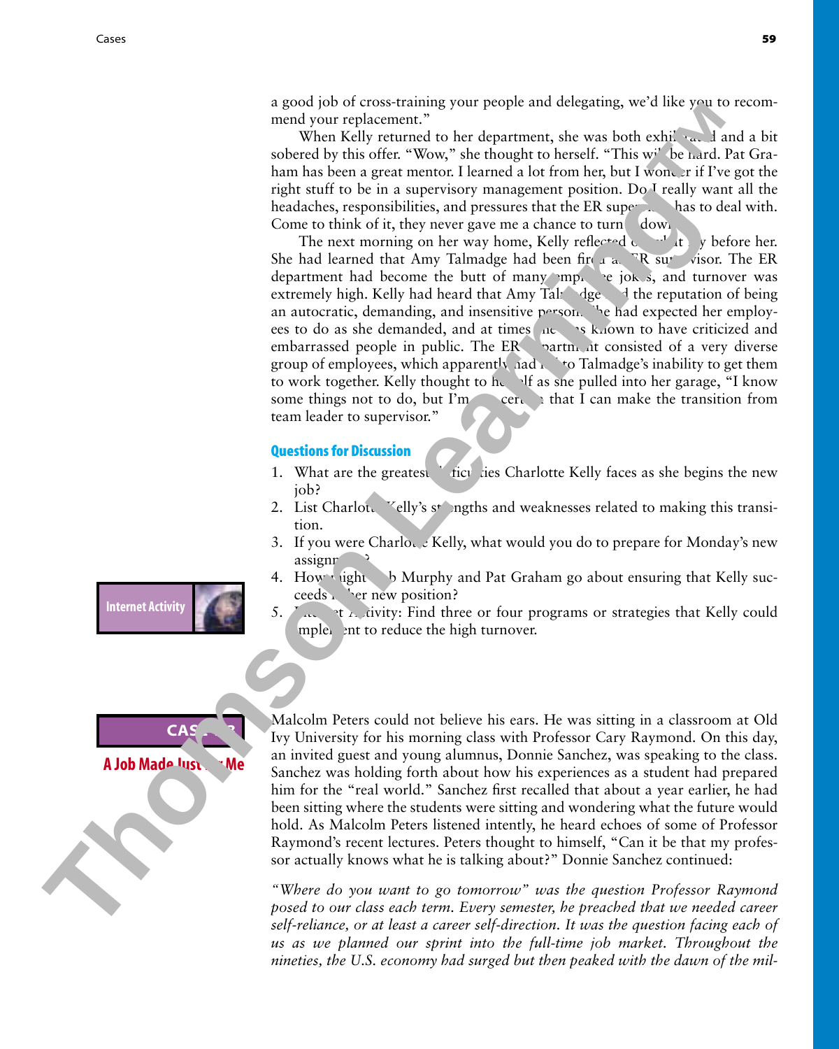a good job of cross-training your people and delegating, we'd like you to recommend your replacement."

When Kelly returned to her department, she was both exhilarated and a bit sobered by this offer. "Wow," she thought to herself. "This will be hard. Pat Graham has been a great mentor. I learned a lot from her, but I wonder if I've got the right stuff to be in a supervisory management position. Do I really want all the headaches, responsibilities, and pressures that the ER supervisor has to deal with. Come to think of it, they never gave me a chance to turn it down."

The next morning on her way home, Kelly reflected on what lay before her. She had learned that Amy Talmadge had been fired as ER supervisor. The ER department had become the butt of many employee jokes, and turnover was extremely high. Kelly had heard that Amy Talmadge had the reputation of being an autocratic, demanding, and insensitive person. She had expected her employees to do as she demanded, and at times she was known to have criticized and embarrassed people in public. The ER department consisted of a very diverse group of employees, which apparently had led to Talmadge's inability to get them to work together. Kelly thought to herself as she pulled into her garage, "I know some things not to do, but I'm uncertain that I can make the transition from team leader to supervisor."

## Questions for Discussion

1. What are the greatest difficulties Charlotte Kelly faces as she begins the new job?
2. List Charlotte Kelly's strengths and weaknesses related to making this transition.
3. If you were Charlotte Kelly, what would you do to prepare for Monday's new assignment?
4. How might Bob Murphy and Pat Graham go about ensuring that Kelly succeeds in her new position?
5. Internet Activity: Find three or four programs or strategies that Kelly could implement to reduce the high turnover.

**Internet Activity**

## CASE 1-2

### A Job Made Just for Me

Malcolm Peters could not believe his ears. He was sitting in a classroom at Old Ivy University for his morning class with Professor Cary Raymond. On this day, an invited guest and young alumnus, Donnie Sanchez, was speaking to the class. Sanchez was holding forth about how his experiences as a student had prepared him for the "real world." Sanchez first recalled that about a year earlier, he had been sitting where the students were sitting and wondering what the future would hold. As Malcolm Peters listened intently, he heard echoes of some of Professor Raymond's recent lectures. Peters thought to himself, "Can it be that my professor actually knows what he is talking about?" Donnie Sanchez continued:

*"Where do you want to go tomorrow" was the question Professor Raymond posed to our class each term. Every semester, he preached that we needed career self-reliance, or at least a career self-direction. It was the question facing each of us as we planned our sprint into the full-time job market. Throughout the nineties, the U.S. economy had surged but then peaked with the dawn of the mil-*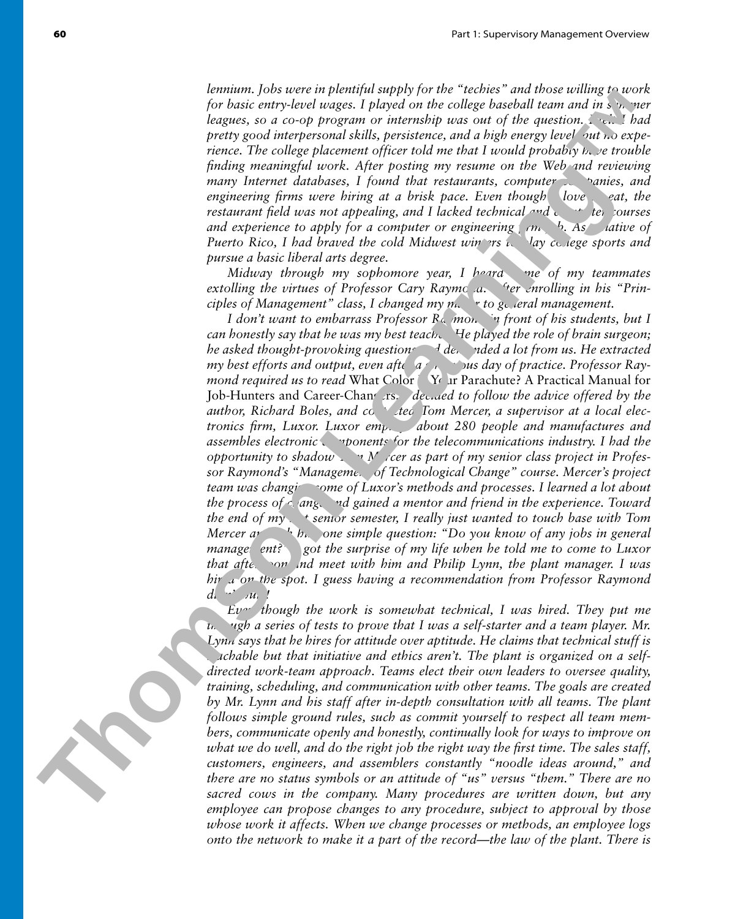*lennium. Jobs were in plentiful supply for the "techies" and those willing to work for basic entry-level wages. I played on the college baseball team and in summer leagues, so a co-op program or internship was out of the question. I felt I had pretty good interpersonal skills, persistence, and a high energy level but no experience. The college placement officer told me that I would probably have trouble finding meaningful work. After posting my resume on the Web and reviewing many Internet databases, I found that restaurants, computer companies, and engineering firms were hiring at a brisk pace. Even though I love to eat, the restaurant field was not appealing, and I lacked technical and computer courses and experience to apply for a computer or engineering firm job. As a native of Puerto Rico, I had braved the cold Midwest winters to play college sports and pursue a basic liberal arts degree.*

*Midway through my sophomore year, I heard some of my teammates extolling the virtues of Professor Cary Raymond. After enrolling in his "Principles of Management" class, I changed my major to general management.*

*I don't want to embarrass Professor Raymond in front of his students, but I can honestly say that he was my best teacher. He played the role of brain surgeon; he asked thought-provoking questions and demanded a lot from us. He extracted my best efforts and output, even after a strenuous day of practice. Professor Raymond required us to read* What Color Is Your Parachute? A Practical Manual for Job-Hunters and Career-Changers. *I decided to follow the advice offered by the author, Richard Boles, and contacted Tom Mercer, a supervisor at a local electronics firm, Luxor. Luxor employs about 280 people and manufactures and assembles electronic components for the telecommunications industry. I had the opportunity to shadow Tom Mercer as part of my senior class project in Professor Raymond's "Management of Technological Change" course. Mercer's project team was changing some of Luxor's methods and processes. I learned a lot about the process of change and gained a mentor and friend in the experience. Toward the end of my last senior semester, I really just wanted to touch base with Tom Mercer and ask him one simple question: "Do you know of any jobs in general management?" I got the surprise of my life when he told me to come to Luxor that afternoon and meet with him and Philip Lynn, the plant manager. I was hired on the spot. I guess having a recommendation from Professor Raymond didn't hurt!*

*Even though the work is somewhat technical, I was hired. They put me through a series of tests to prove that I was a self-starter and a team player. Mr. Lynn says that he hires for attitude over aptitude. He claims that technical stuff is teachable but that initiative and ethics aren't. The plant is organized on a self-directed work-team approach. Teams elect their own leaders to oversee quality, training, scheduling, and communication with other teams. The goals are created by Mr. Lynn and his staff after in-depth consultation with all teams. The plant follows simple ground rules, such as commit yourself to respect all team members, communicate openly and honestly, continually look for ways to improve on what we do well, and do the right job the right way the first time. The sales staff, customers, engineers, and assemblers constantly "noodle ideas around," and there are no status symbols or an attitude of "us" versus "them." There are no sacred cows in the company. Many procedures are written down, but any employee can propose changes to any procedure, subject to approval by those whose work it affects. When we change processes or methods, an employee logs onto the network to make it a part of the record—the law of the plant. There is*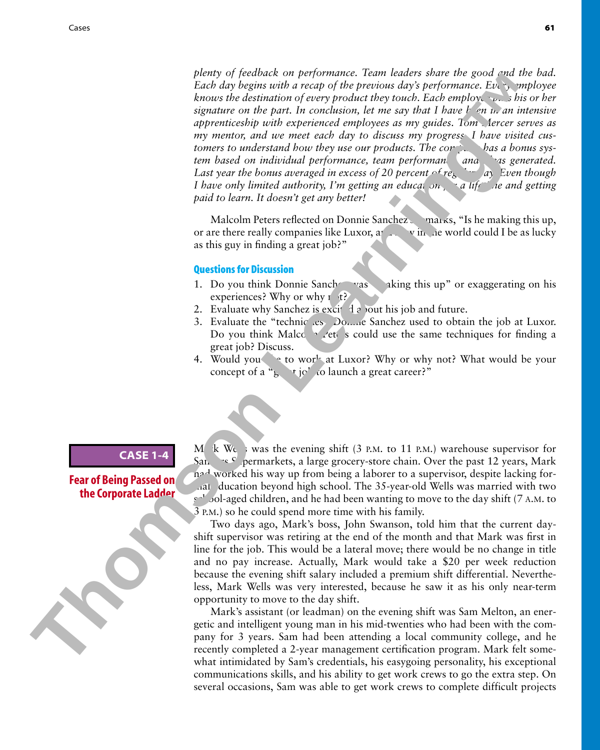*plenty of feedback on performance. Team leaders share the good and the bad. Each day begins with a recap of the previous day's performance. Every employee knows the destination of every product they touch. Each employee puts his or her signature on the part. In conclusion, let me say that I have been in an intensive apprenticeship with experienced employees as my guides. Tom Mercer serves as my mentor, and we meet each day to discuss my progress. I have visited customers to understand how they use our products. The company has a bonus system based on individual performance, team performance, and profits generated. Last year the bonus averaged in excess of 20 percent of regular pay. Even though I have only limited authority, I'm getting an education for a lifetime and getting paid to learn. It doesn't get any better!*

Malcolm Peters reflected on Donnie Sanchez's remarks, "Is he making this up, or are there really companies like Luxor, and how in the world could I be as lucky as this guy in finding a great job?"

### Questions for Discussion

1. Do you think Donnie Sanchez was "making this up" or exaggerating on his experiences? Why or why not?
2. Evaluate why Sanchez is excited about his job and future.
3. Evaluate the "techniques" Donnie Sanchez used to obtain the job at Luxor. Do you think Malcolm Peters could use the same techniques for finding a great job? Discuss.
4. Would you like to work at Luxor? Why or why not? What would be your concept of a "great job" to launch a great career?"

## CASE 1-4

### Fear of Being Passed on the Corporate Ladder

Mark Wells was the evening shift (3 P.M. to 11 P.M.) warehouse supervisor for Sanders Supermarkets, a large grocery-store chain. Over the past 12 years, Mark had worked his way up from being a laborer to a supervisor, despite lacking formal education beyond high school. The 35-year-old Wells was married with two school-aged children, and he had been wanting to move to the day shift (7 A.M. to 3 P.M.) so he could spend more time with his family.

Two days ago, Mark's boss, John Swanson, told him that the current day-shift supervisor was retiring at the end of the month and that Mark was first in line for the job. This would be a lateral move; there would be no change in title and no pay increase. Actually, Mark would take a $20 per week reduction because the evening shift salary included a premium shift differential. Nevertheless, Mark Wells was very interested, because he saw it as his only near-term opportunity to move to the day shift.

Mark's assistant (or leadman) on the evening shift was Sam Melton, an energetic and intelligent young man in his mid-twenties who had been with the company for 3 years. Sam had been attending a local community college, and he recently completed a 2-year management certification program. Mark felt somewhat intimidated by Sam's credentials, his easygoing personality, his exceptional communications skills, and his ability to get work crews to go the extra step. On several occasions, Sam was able to get work crews to complete difficult projects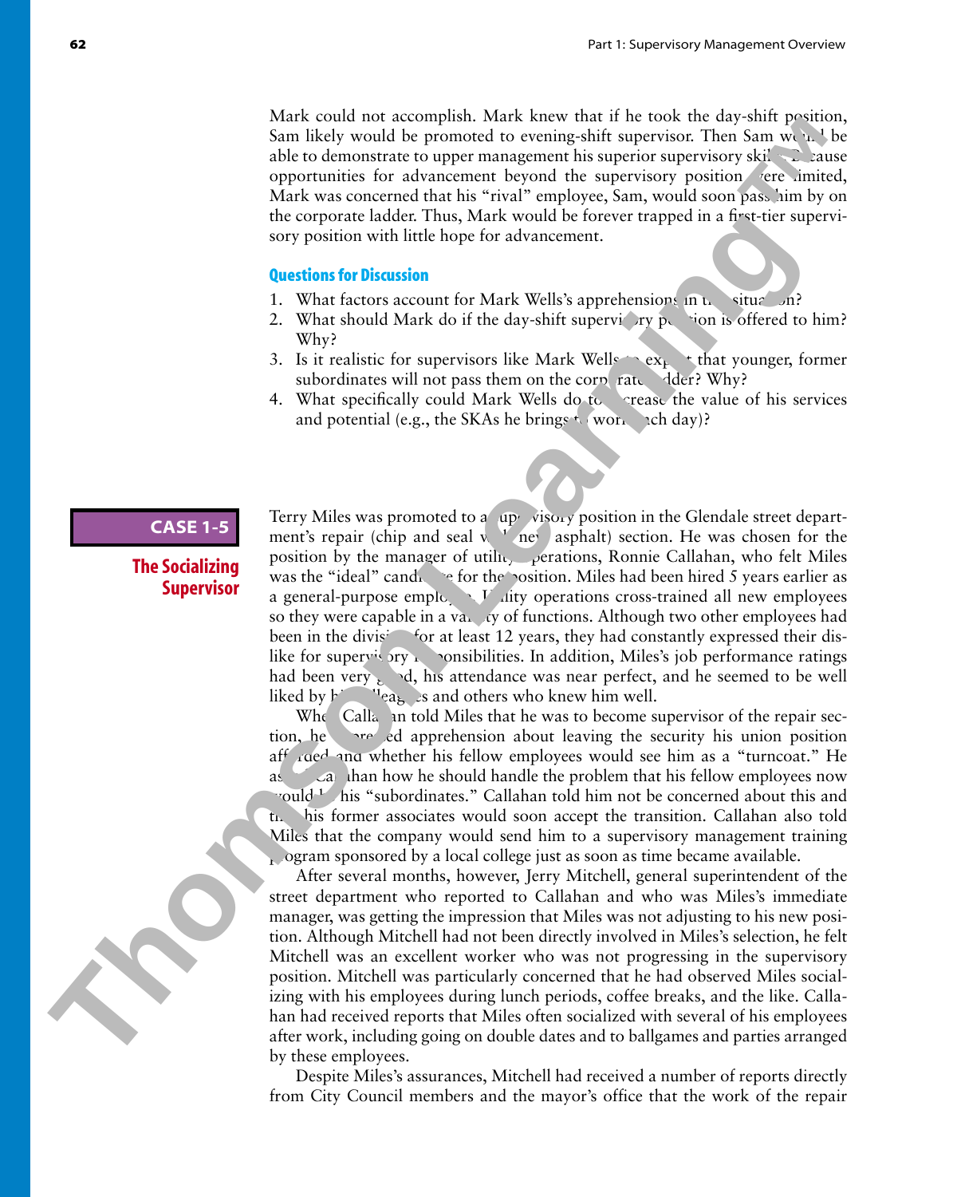Mark could not accomplish. Mark knew that if he took the day-shift position, Sam likely would be promoted to evening-shift supervisor. Then Sam would be able to demonstrate to upper management his superior supervisory skills. Because opportunities for advancement beyond the supervisory position were limited, Mark was concerned that his "rival" employee, Sam, would soon pass him by on the corporate ladder. Thus, Mark would be forever trapped in a first-tier supervisory position with little hope for advancement.

### Questions for Discussion

1. What factors account for Mark Wells's apprehensions in this situation?
2. What should Mark do if the day-shift supervisory position is offered to him? Why?
3. Is it realistic for supervisors like Mark Wells to expect that younger, former subordinates will not pass them on the corporate ladder? Why?
4. What specifically could Mark Wells do to increase the value of his services and potential (e.g., the SKAs he brings to work each day)?

## CASE 1-5

### The Socializing Supervisor

Terry Miles was promoted to a supervisory position in the Glendale street department's repair (chip and seal with new asphalt) section. He was chosen for the position by the manager of utility operations, Ronnie Callahan, who felt Miles was the "ideal" candidate for the position. Miles had been hired 5 years earlier as a general-purpose employee. Utility operations cross-trained all new employees so they were capable in a variety of functions. Although two other employees had been in the division for at least 12 years, they had constantly expressed their dislike for supervisory responsibilities. In addition, Miles's job performance ratings had been very good, his attendance was near perfect, and he seemed to be well liked by his colleagues and others who knew him well.

When Callahan told Miles that he was to become supervisor of the repair section, he expressed apprehension about leaving the security his union position afforded and whether his fellow employees would see him as a "turncoat." He asked Callahan how he should handle the problem that his fellow employees now would be his "subordinates." Callahan told him not be concerned about this and that his former associates would soon accept the transition. Callahan also told Miles that the company would send him to a supervisory management training program sponsored by a local college just as soon as time became available.

After several months, however, Jerry Mitchell, general superintendent of the street department who reported to Callahan and who was Miles's immediate manager, was getting the impression that Miles was not adjusting to his new position. Although Mitchell had not been directly involved in Miles's selection, he felt Mitchell was an excellent worker who was not progressing in the supervisory position. Mitchell was particularly concerned that he had observed Miles socializing with his employees during lunch periods, coffee breaks, and the like. Callahan had received reports that Miles often socialized with several of his employees after work, including going on double dates and to ballgames and parties arranged by these employees.

Despite Miles's assurances, Mitchell had received a number of reports directly from City Council members and the mayor's office that the work of the repair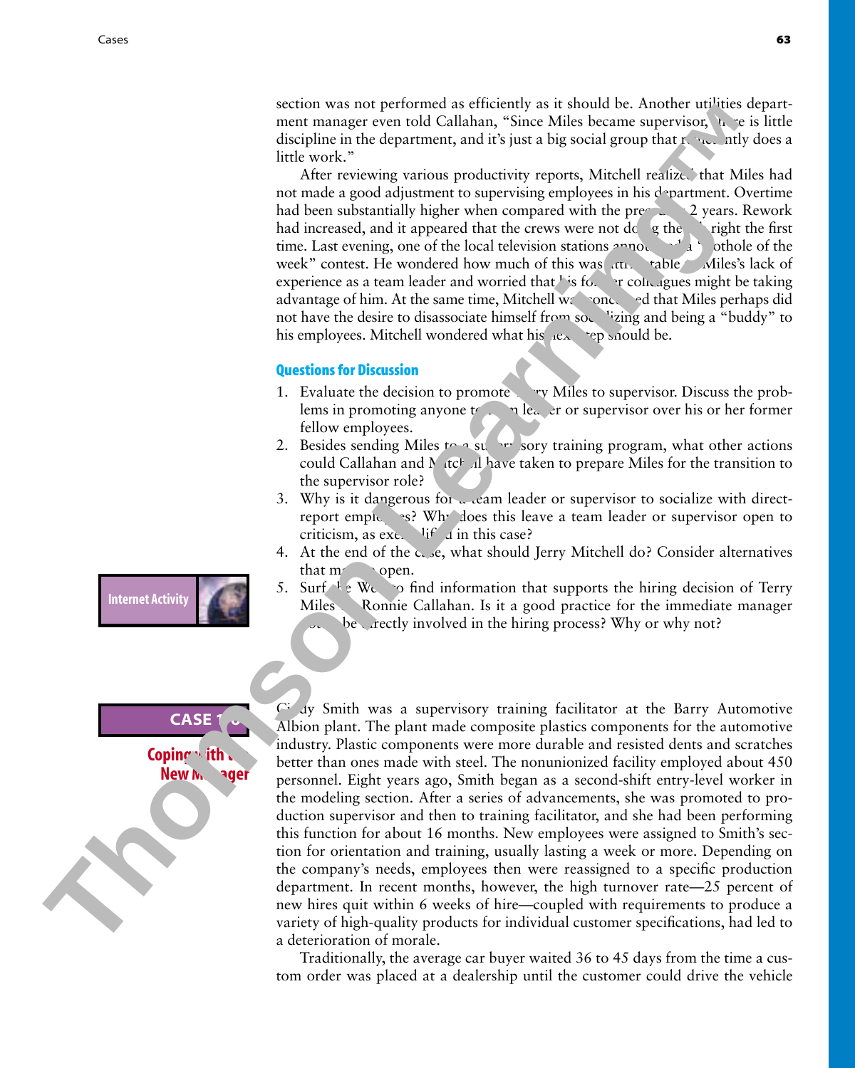section was not performed as efficiently as it should be. Another utilities department manager even told Callahan, "Since Miles became supervisor, there is little discipline in the department, and it's just a big social group that reluctantly does a little work."

After reviewing various productivity reports, Mitchell realized that Miles had not made a good adjustment to supervising employees in his department. Overtime had been substantially higher when compared with the previous 2 years. Rework had increased, and it appeared that the crews were not doing the job right the first time. Last evening, one of the local television stations announced a "pothole of the week" contest. He wondered how much of this was attributable to Miles's lack of experience as a team leader and worried that his former colleagues might be taking advantage of him. At the same time, Mitchell was concerned that Miles perhaps did not have the desire to disassociate himself from socializing and being a "buddy" to his employees. Mitchell wondered what his next step should be.

### Questions for Discussion

1. Evaluate the decision to promote Terry Miles to supervisor. Discuss the problems in promoting anyone to team leader or supervisor over his or her former fellow employees.
2. Besides sending Miles to a supervisory training program, what other actions could Callahan and Mitchell have taken to prepare Miles for the transition to the supervisor role?
3. Why is it dangerous for a team leader or supervisor to socialize with direct-report employees? Why does this leave a team leader or supervisor open to criticism, as exemplified in this case?
4. At the end of the case, what should Jerry Mitchell do? Consider alternatives that may be open.
5. Surf the Web to find information that supports the hiring decision of Terry Miles by Ronnie Callahan. Is it a good practice for the immediate manager not to be directly involved in the hiring process? Why or why not?

**Internet Activity**

## CASE 1-6

### Coping with the New Manager

Cindy Smith was a supervisory training facilitator at the Barry Automotive Albion plant. The plant made composite plastics components for the automotive industry. Plastic components were more durable and resisted dents and scratches better than ones made with steel. The nonunionized facility employed about 450 personnel. Eight years ago, Smith began as a second-shift entry-level worker in the modeling section. After a series of advancements, she was promoted to production supervisor and then to training facilitator, and she had been performing this function for about 16 months. New employees were assigned to Smith's section for orientation and training, usually lasting a week or more. Depending on the company's needs, employees then were reassigned to a specific production department. In recent months, however, the high turnover rate—25 percent of new hires quit within 6 weeks of hire—coupled with requirements to produce a variety of high-quality products for individual customer specifications, had led to a deterioration of morale.

Traditionally, the average car buyer waited 36 to 45 days from the time a custom order was placed at a dealership until the customer could drive the vehicle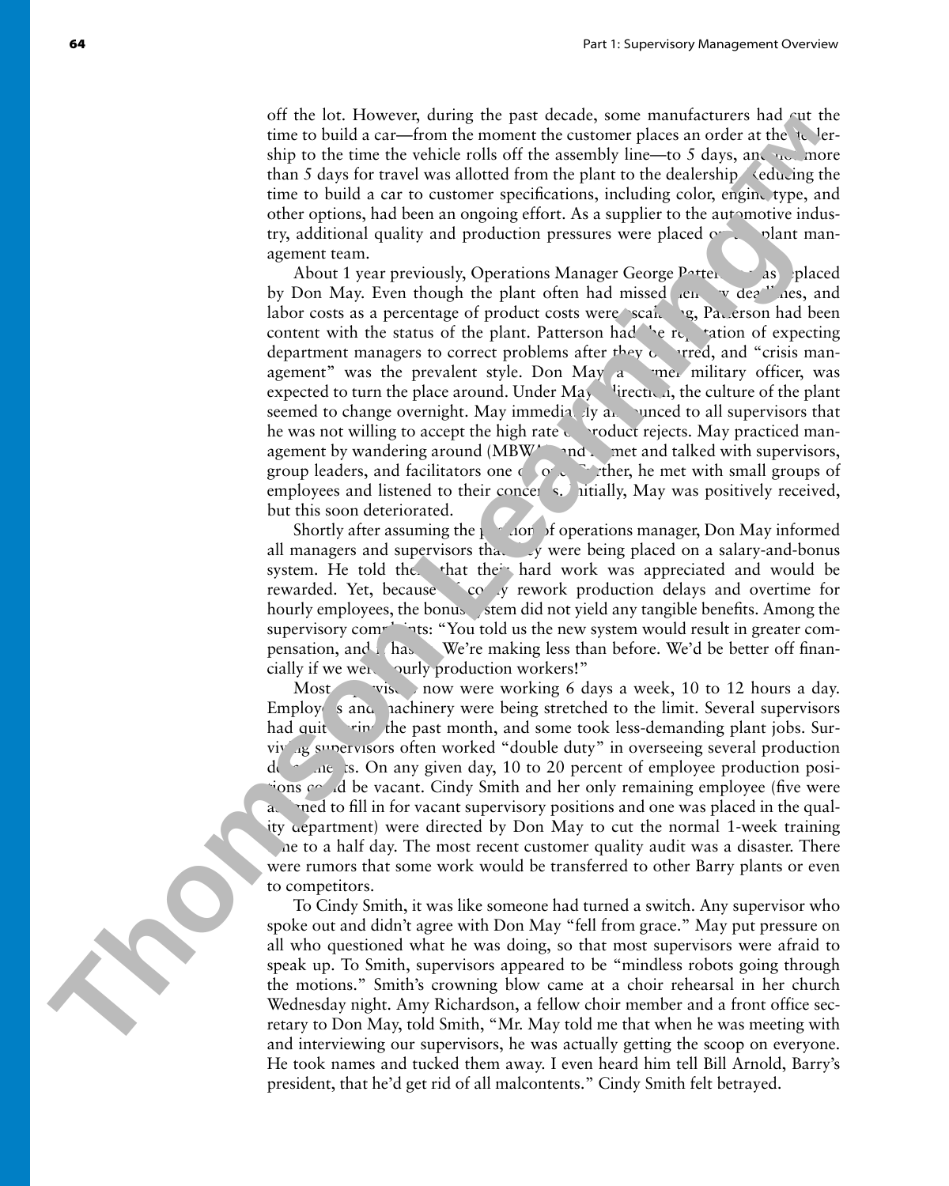off the lot. However, during the past decade, some manufacturers had cut the time to build a car—from the moment the customer places an order at the dealership to the time the vehicle rolls off the assembly line—to 5 days, and no more than 5 days for travel was allotted from the plant to the dealership. Reducing the time to build a car to customer specifications, including color, engine type, and other options, had been an ongoing effort. As a supplier to the automotive industry, additional quality and production pressures were placed on the plant management team.

About 1 year previously, Operations Manager George Patterson was replaced by Don May. Even though the plant often had missed delivery deadlines, and labor costs as a percentage of product costs were escalating, Patterson had been content with the status of the plant. Patterson had the reputation of expecting department managers to correct problems after they occurred, and "crisis management" was the prevalent style. Don May, a former military officer, was expected to turn the place around. Under May's direction, the culture of the plant seemed to change overnight. May immediately announced to all supervisors that he was not willing to accept the high rate of product rejects. May practiced management by wandering around (MBWA) and he met and talked with supervisors, group leaders, and facilitators one on one. Further, he met with small groups of employees and listened to their concerns. Initially, May was positively received, but this soon deteriorated.

Shortly after assuming the position of operations manager, Don May informed all managers and supervisors that they were being placed on a salary-and-bonus system. He told them that their hard work was appreciated and would be rewarded. Yet, because of costly rework production delays and overtime for hourly employees, the bonus system did not yield any tangible benefits. Among the supervisory complaints: "You told us the new system would result in greater compensation, and it hasn't. We're making less than before. We'd be better off financially if we were hourly production workers!"

Most supervisors now were working 6 days a week, 10 to 12 hours a day. Employees and machinery were being stretched to the limit. Several supervisors had quit during the past month, and some took less-demanding plant jobs. Surviving supervisors often worked "double duty" in overseeing several production departments. On any given day, 10 to 20 percent of employee production positions could be vacant. Cindy Smith and her only remaining employee (five were assigned to fill in for vacant supervisory positions and one was placed in the quality department) were directed by Don May to cut the normal 1-week training time to a half day. The most recent customer quality audit was a disaster. There were rumors that some work would be transferred to other Barry plants or even to competitors.

To Cindy Smith, it was like someone had turned a switch. Any supervisor who spoke out and didn't agree with Don May "fell from grace." May put pressure on all who questioned what he was doing, so that most supervisors were afraid to speak up. To Smith, supervisors appeared to be "mindless robots going through the motions." Smith's crowning blow came at a choir rehearsal in her church Wednesday night. Amy Richardson, a fellow choir member and a front office secretary to Don May, told Smith, "Mr. May told me that when he was meeting with and interviewing our supervisors, he was actually getting the scoop on everyone. He took names and tucked them away. I even heard him tell Bill Arnold, Barry's president, that he'd get rid of all malcontents." Cindy Smith felt betrayed.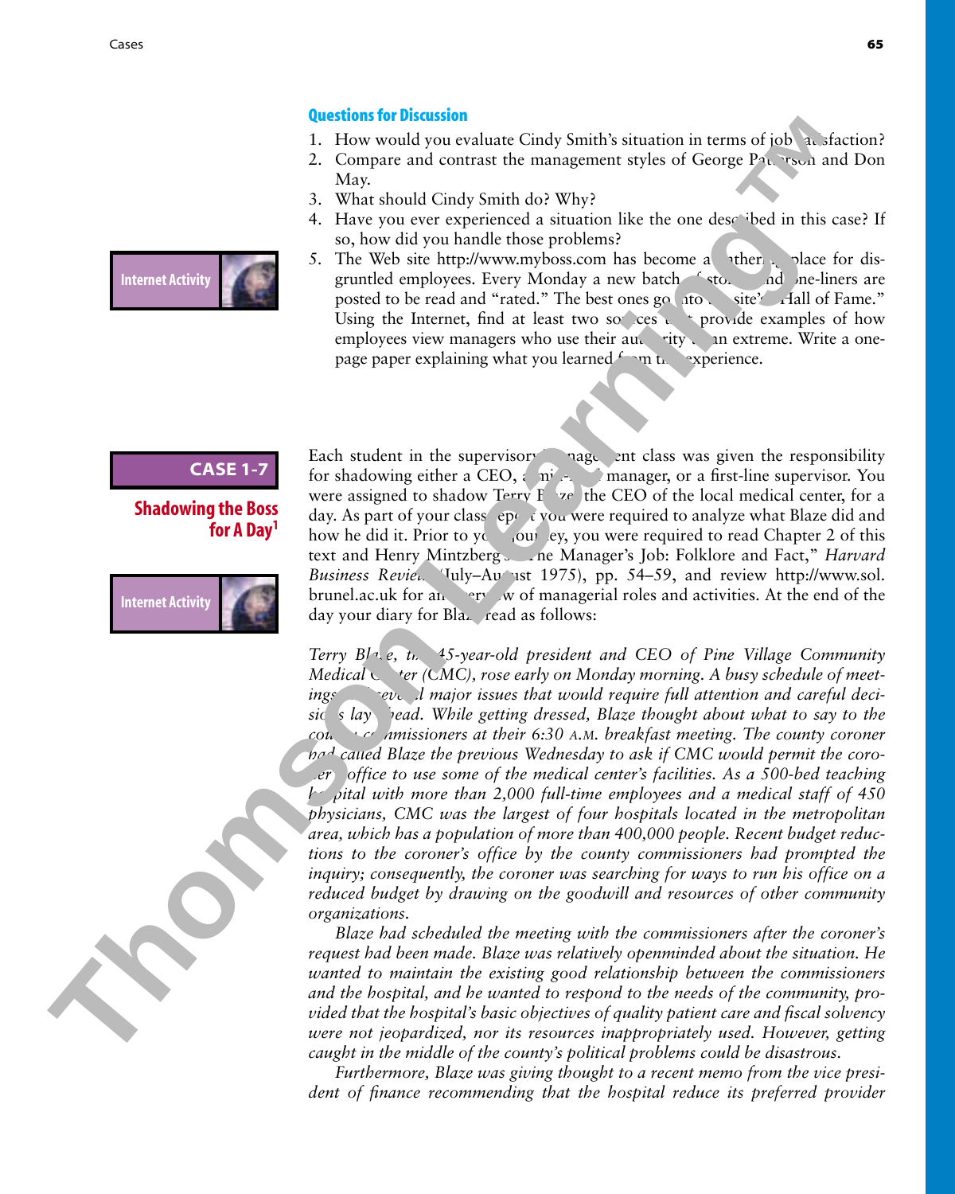### Questions for Discussion

1. How would you evaluate Cindy Smith's situation in terms of job satisfaction?
2. Compare and contrast the management styles of George Patterson and Don May.
3. What should Cindy Smith do? Why?
4. Have you ever experienced a situation like the one described in this case? If so, how did you handle those problems?
5. The Web site http://www.myboss.com has become a gathering place for disgruntled employees. Every Monday a new batch of stories and one-liners are posted to be read and "rated." The best ones go into the site's "Hall of Fame." Using the Internet, find at least two sources that provide examples of how employees view managers who use their authority to an extreme. Write a one-page paper explaining what you learned from the experience.

Internet Activity

## CASE 1-7

## Shadowing the Boss for A Day[1]

Internet Activity

Each student in the supervisory management class was given the responsibility for shadowing either a CEO, a middle manager, or a first-line supervisor. You were assigned to shadow Terry Blaze, the CEO of the local medical center, for a day. As part of your class report you were required to analyze what Blaze did and how he did it. Prior to your journey, you were required to read Chapter 2 of this text and Henry Mintzberg's "The Manager's Job: Folklore and Fact," *Harvard Business Review* (July–August 1975), pp. 54–59, and review http://www.sol.brunel.ac.uk for an overview of managerial roles and activities. At the end of the day your diary for Blaze read as follows:

*Terry Blaze, the 45-year-old president and CEO of Pine Village Community Medical Center (CMC), rose early on Monday morning. A busy schedule of meetings and several major issues that would require full attention and careful decisions lay ahead. While getting dressed, Blaze thought about what to say to the county commissioners at their 6:30 A.M. breakfast meeting. The county coroner had called Blaze the previous Wednesday to ask if CMC would permit the coroner's office to use some of the medical center's facilities. As a 500-bed teaching hospital with more than 2,000 full-time employees and a medical staff of 450 physicians, CMC was the largest of four hospitals located in the metropolitan area, which has a population of more than 400,000 people. Recent budget reductions to the coroner's office by the county commissioners had prompted the inquiry; consequently, the coroner was searching for ways to run his office on a reduced budget by drawing on the goodwill and resources of other community organizations.*

*Blaze had scheduled the meeting with the commissioners after the coroner's request had been made. Blaze was relatively openminded about the situation. He wanted to maintain the existing good relationship between the commissioners and the hospital, and he wanted to respond to the needs of the community, provided that the hospital's basic objectives of quality patient care and fiscal solvency were not jeopardized, nor its resources inappropriately used. However, getting caught in the middle of the county's political problems could be disastrous.*

*Furthermore, Blaze was giving thought to a recent memo from the vice president of finance recommending that the hospital reduce its preferred provider*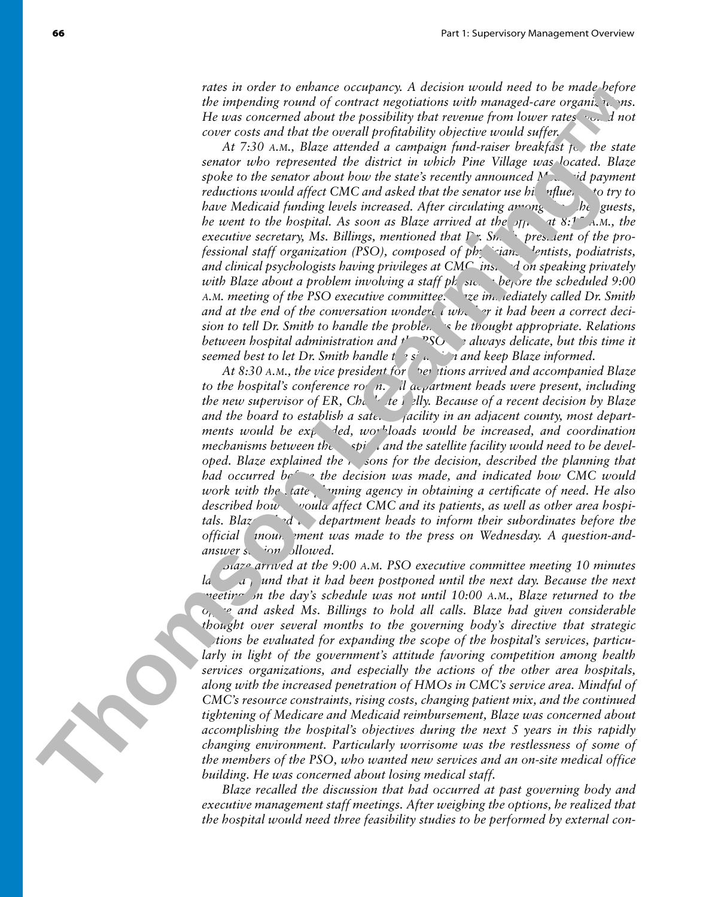*rates in order to enhance occupancy. A decision would need to be made before the impending round of contract negotiations with managed-care organizations. He was concerned about the possibility that revenue from lower rates would not cover costs and that the overall profitability objective would suffer.*

*At 7:30 A.M., Blaze attended a campaign fund-raiser breakfast for the state senator who represented the district in which Pine Village was located. Blaze spoke to the senator about how the state's recently announced Medicaid payment reductions would affect CMC and asked that the senator use his influence to try to have Medicaid funding levels increased. After circulating among the other guests, he went to the hospital. As soon as Blaze arrived at the office at 8:15 A.M., the executive secretary, Ms. Billings, mentioned that Dr. Smith, president of the professional staff organization (PSO), composed of physicians, dentists, podiatrists, and clinical psychologists having privileges at CMC, insisted on speaking privately with Blaze about a problem involving a staff physician before the scheduled 9:00 A.M. meeting of the PSO executive committee. Blaze immediately called Dr. Smith and at the end of the conversation wondered whether it had been a correct decision to tell Dr. Smith to handle the problem as he thought appropriate. Relations between hospital administration and the PSO are always delicate, but this time it seemed best to let Dr. Smith handle the situation and keep Blaze informed.*

*At 8:30 A.M., the vice president for operations arrived and accompanied Blaze to the hospital's conference room. All department heads were present, including the new supervisor of ER, Charlotte Kelly. Because of a recent decision by Blaze and the board to establish a satellite facility in an adjacent county, most departments would be expanded, workloads would be increased, and coordination mechanisms between the hospital and the satellite facility would need to be developed. Blaze explained the reasons for the decision, described the planning that had occurred before the decision was made, and indicated how CMC would work with the state planning agency in obtaining a certificate of need. He also described how it would affect CMC and its patients, as well as other area hospitals. Blaze asked the department heads to inform their subordinates before the official announcement was made to the press on Wednesday. A question-and-answer session followed.*

*Blaze arrived at the 9:00 A.M. PSO executive committee meeting 10 minutes late and found that it had been postponed until the next day. Because the next meeting on the day's schedule was not until 10:00 A.M., Blaze returned to the office and asked Ms. Billings to hold all calls. Blaze had given considerable thought over several months to the governing body's directive that strategic options be evaluated for expanding the scope of the hospital's services, particularly in light of the government's attitude favoring competition among health services organizations, and especially the actions of the other area hospitals, along with the increased penetration of HMOs in CMC's service area. Mindful of CMC's resource constraints, rising costs, changing patient mix, and the continued tightening of Medicare and Medicaid reimbursement, Blaze was concerned about accomplishing the hospital's objectives during the next 5 years in this rapidly changing environment. Particularly worrisome was the restlessness of some of the members of the PSO, who wanted new services and an on-site medical office building. He was concerned about losing medical staff.*

*Blaze recalled the discussion that had occurred at past governing body and executive management staff meetings. After weighing the options, he realized that the hospital would need three feasibility studies to be performed by external con-*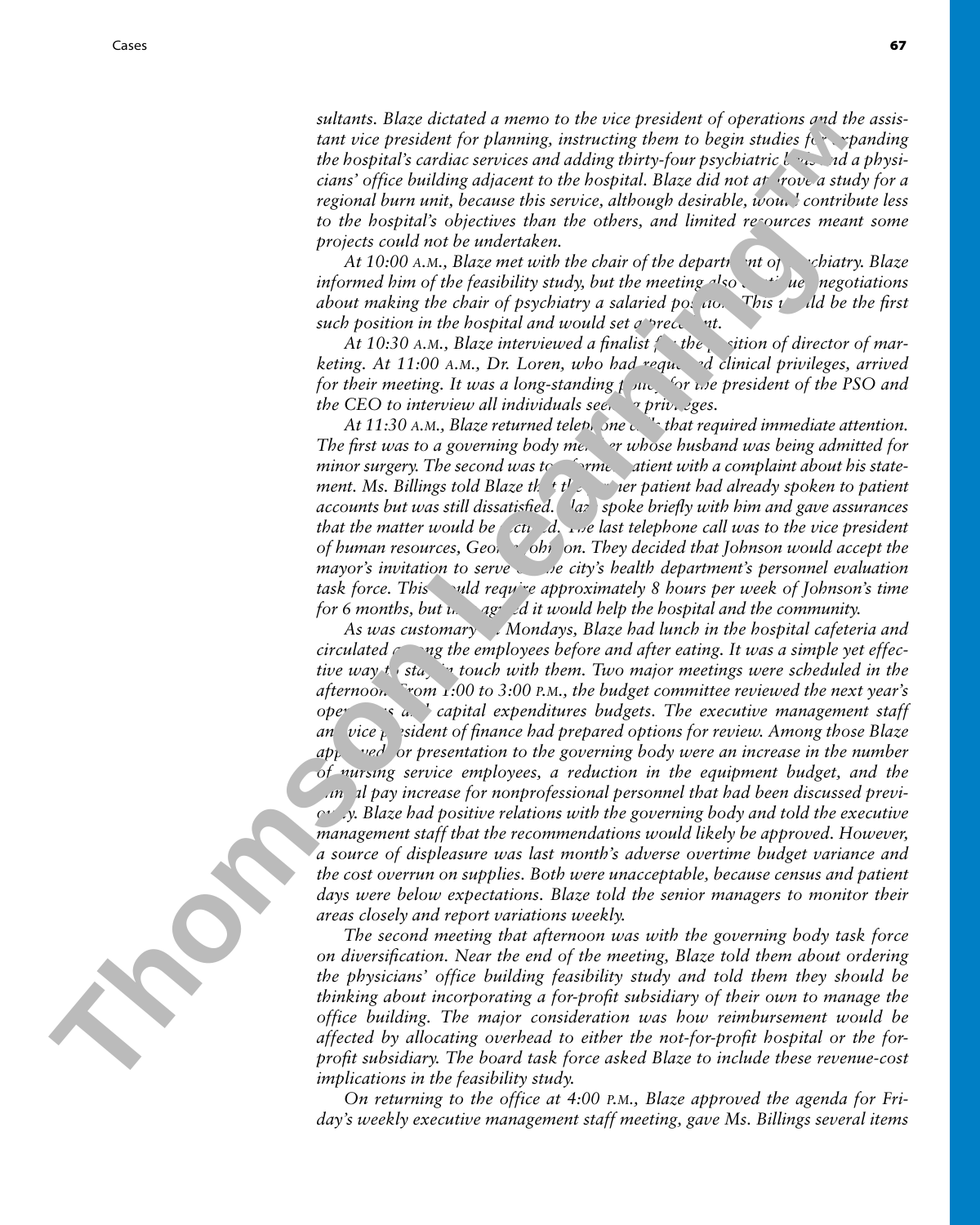*sultants. Blaze dictated a memo to the vice president of operations and the assistant vice president for planning, instructing them to begin studies for expanding the hospital's cardiac services and adding thirty-four psychiatric beds and a physicians' office building adjacent to the hospital. Blaze did not approve a study for a regional burn unit, because this service, although desirable, would contribute less to the hospital's objectives than the others, and limited resources meant some projects could not be undertaken.*

*At 10:00 A.M., Blaze met with the chair of the department of psychiatry. Blaze informed him of the feasibility study, but the meeting also continued negotiations about making the chair of psychiatry a salaried position. This would be the first such position in the hospital and would set a precedent.*

*At 10:30 A.M., Blaze interviewed a finalist for the position of director of marketing. At 11:00 A.M., Dr. Loren, who had requested clinical privileges, arrived for their meeting. It was a long-standing policy for the president of the PSO and the CEO to interview all individuals seeking privileges.*

*At 11:30 A.M., Blaze returned telephone calls that required immediate attention. The first was to a governing body member whose husband was being admitted for minor surgery. The second was to a former patient with a complaint about his statement. Ms. Billings told Blaze that the former patient had already spoken to patient accounts but was still dissatisfied. Blaze spoke briefly with him and gave assurances that the matter would be corrected. The last telephone call was to the vice president of human resources, George Johnson. They decided that Johnson would accept the mayor's invitation to serve on the city's health department's personnel evaluation task force. This would require approximately 8 hours per week of Johnson's time for 6 months, but they agreed it would help the hospital and the community.*

*As was customary on Mondays, Blaze had lunch in the hospital cafeteria and circulated among the employees before and after eating. It was a simple yet effective way to stay in touch with them. Two major meetings were scheduled in the afternoon. From 1:00 to 3:00 P.M., the budget committee reviewed the next year's operations and capital expenditures budgets. The executive management staff and vice president of finance had prepared options for review. Among those Blaze approved for presentation to the governing body were an increase in the number of nursing service employees, a reduction in the equipment budget, and the annual pay increase for nonprofessional personnel that had been discussed previously. Blaze had positive relations with the governing body and told the executive management staff that the recommendations would likely be approved. However, a source of displeasure was last month's adverse overtime budget variance and the cost overrun on supplies. Both were unacceptable, because census and patient days were below expectations. Blaze told the senior managers to monitor their areas closely and report variations weekly.*

*The second meeting that afternoon was with the governing body task force on diversification. Near the end of the meeting, Blaze told them about ordering the physicians' office building feasibility study and told them they should be thinking about incorporating a for-profit subsidiary of their own to manage the office building. The major consideration was how reimbursement would be affected by allocating overhead to either the not-for-profit hospital or the for-profit subsidiary. The board task force asked Blaze to include these revenue-cost implications in the feasibility study.*

*On returning to the office at 4:00 P.M., Blaze approved the agenda for Friday's weekly executive management staff meeting, gave Ms. Billings several items*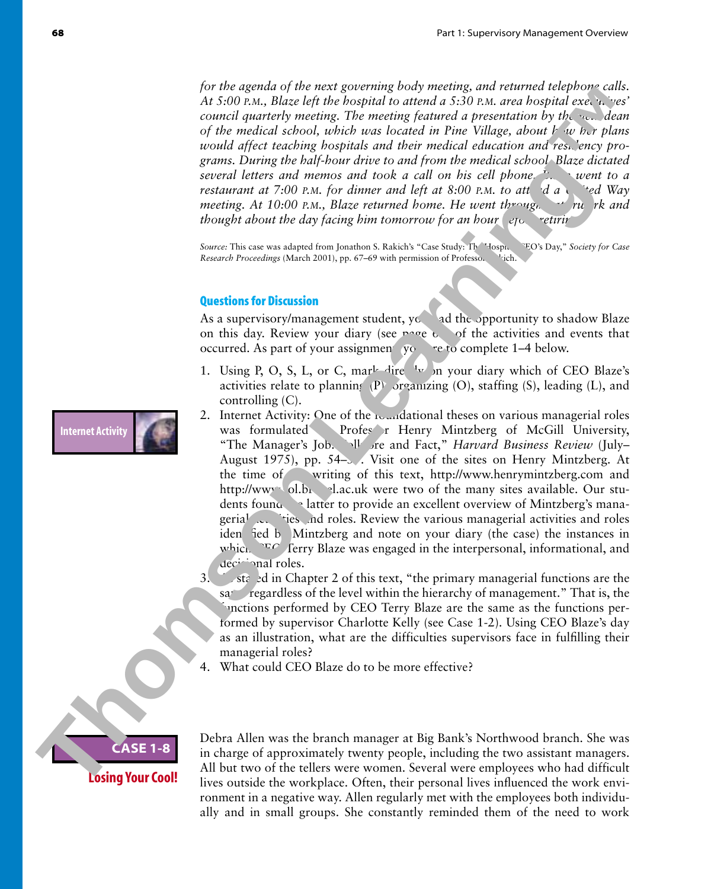*for the agenda of the next governing body meeting, and returned telephone calls. At 5:00 P.M., Blaze left the hospital to attend a 5:30 P.M. area hospital executives' council quarterly meeting. The meeting featured a presentation by the new dean of the medical school, which was located in Pine Village, about how her plans would affect teaching hospitals and their medical education and residency programs. During the half-hour drive to and from the medical school, Blaze dictated several letters and memos and took a call on his cell phone. Blaze went to a restaurant at 7:00 P.M. for dinner and left at 8:00 P.M. to attend a United Way meeting. At 10:00 P.M., Blaze returned home. He went through other work and thought about the day facing him tomorrow for an hour before retiring.*

*Source:* This case was adapted from Jonathon S. Rakich's "Case Study: The Hospital CEO's Day," *Society for Case Research Proceedings* (March 2001), pp. 67–69 with permission of Professor Rakich.

### Questions for Discussion

As a supervisory/management student, you had the opportunity to shadow Blaze on this day. Review your diary (see page 66) of the activities and events that occurred. As part of your assignment you are to complete 1–4 below.

1. Using P, O, S, L, or C, mark directly on your diary which of CEO Blaze's activities relate to planning (P), organizing (O), staffing (S), leading (L), and controlling (C).
2. Internet Activity: One of the foundational theses on various managerial roles was formulated by Professor Henry Mintzberg of McGill University, "The Manager's Job: Folklore and Fact," *Harvard Business Review* (July–August 1975), pp. 54–59. Visit one of the sites on Henry Mintzberg. At the time of this writing of this text, http://www.henrymintzberg.com and http://www.sol.brunel.ac.uk were two of the many sites available. Our students found the latter to provide an excellent overview of Mintzberg's managerial activities and roles. Review the various managerial activities and roles identified by Mintzberg and note on your diary (the case) the instances in which CEO Terry Blaze was engaged in the interpersonal, informational, and decisional roles.
3. As stated in Chapter 2 of this text, "the primary managerial functions are the same regardless of the level within the hierarchy of management." That is, the functions performed by CEO Terry Blaze are the same as the functions performed by supervisor Charlotte Kelly (see Case 1-2). Using CEO Blaze's day as an illustration, what are the difficulties supervisors face in fulfilling their managerial roles?
4. What could CEO Blaze do to be more effective?

## CASE 1-8

### Losing Your Cool!

Debra Allen was the branch manager at Big Bank's Northwood branch. She was in charge of approximately twenty people, including the two assistant managers. All but two of the tellers were women. Several were employees who had difficult lives outside the workplace. Often, their personal lives influenced the work environment in a negative way. Allen regularly met with the employees both individually and in small groups. She constantly reminded them of the need to work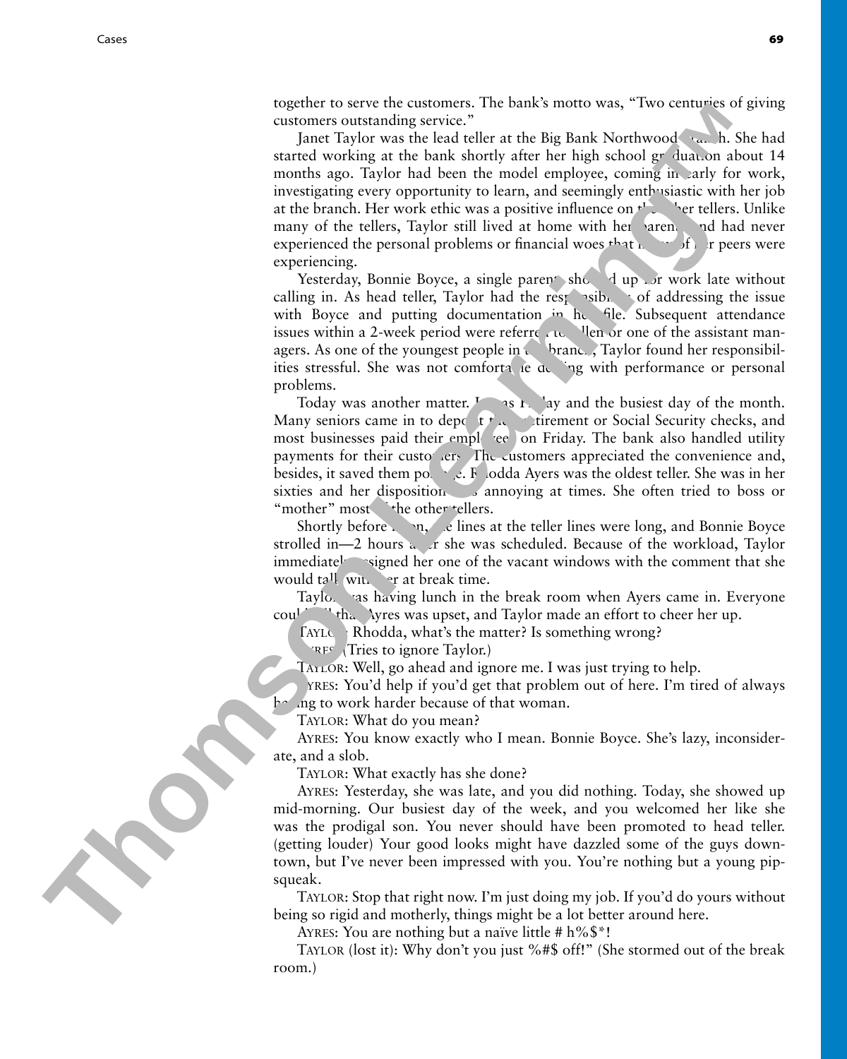together to serve the customers. The bank's motto was, "Two centuries of giving customers outstanding service."

Janet Taylor was the lead teller at the Big Bank Northwood branch. She had started working at the bank shortly after her high school graduation about 14 months ago. Taylor had been the model employee, coming in early for work, investigating every opportunity to learn, and seemingly enthusiastic with her job at the branch. Her work ethic was a positive influence on the other tellers. Unlike many of the tellers, Taylor still lived at home with her parents and had never experienced the personal problems or financial woes that many of her peers were experiencing.

Yesterday, Bonnie Boyce, a single parent, showed up for work late without calling in. As head teller, Taylor had the responsibility of addressing the issue with Boyce and putting documentation in her file. Subsequent attendance issues within a 2-week period were referred to Allen or one of the assistant managers. As one of the youngest people in the branch, Taylor found her responsibilities stressful. She was not comfortable dealing with performance or personal problems.

Today was another matter. It was Friday and the busiest day of the month. Many seniors came in to deposit their retirement or Social Security checks, and most businesses paid their employees on Friday. The bank also handled utility payments for their customers. The customers appreciated the convenience and, besides, it saved them postage. Rhodda Ayers was the oldest teller. She was in her sixties and her disposition was annoying at times. She often tried to boss or "mother" most of the other tellers.

Shortly before noon, the lines at the teller lines were long, and Bonnie Boyce strolled in—2 hours after she was scheduled. Because of the workload, Taylor immediately assigned her one of the vacant windows with the comment that she would talk with her at break time.

Taylor was having lunch in the break room when Ayers came in. Everyone could tell that Ayres was upset, and Taylor made an effort to cheer her up.

TAYLOR: Rhodda, what's the matter? Is something wrong?

AYRES: (Tries to ignore Taylor.)

TAYLOR: Well, go ahead and ignore me. I was just trying to help.

AYRES: You'd help if you'd get that problem out of here. I'm tired of always having to work harder because of that woman.

TAYLOR: What do you mean?

AYRES: You know exactly who I mean. Bonnie Boyce. She's lazy, inconsiderate, and a slob.

TAYLOR: What exactly has she done?

AYRES: Yesterday, she was late, and you did nothing. Today, she showed up mid-morning. Our busiest day of the week, and you welcomed her like she was the prodigal son. You never should have been promoted to head teller. (getting louder) Your good looks might have dazzled some of the guys downtown, but I've never been impressed with you. You're nothing but a young pipsqueak.

TAYLOR: Stop that right now. I'm just doing my job. If you'd do yours without being so rigid and motherly, things might be a lot better around here.

AYRES: You are nothing but a naïve little # h%$*!

TAYLOR (lost it): Why don't you just %#$ off!" (She stormed out of the break room.)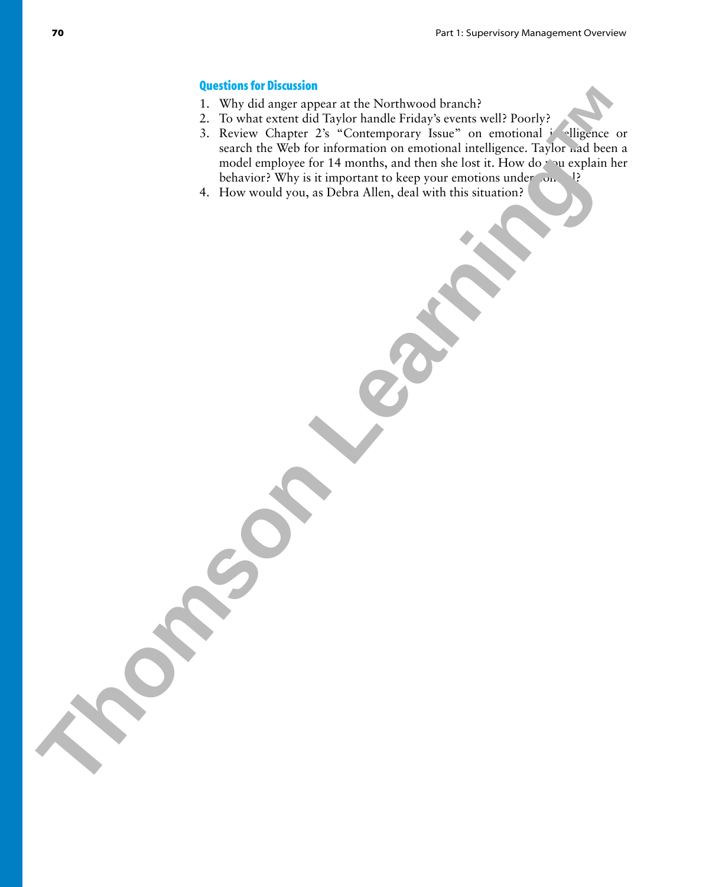### Questions for Discussion

1. Why did anger appear at the Northwood branch?
2. To what extent did Taylor handle Friday's events well? Poorly?
3. Review Chapter 2's "Contemporary Issue" on emotional intelligence or search the Web for information on emotional intelligence. Taylor had been a model employee for 14 months, and then she lost it. How do you explain her behavior? Why is it important to keep your emotions under control?
4. How would you, as Debra Allen, deal with this situation?